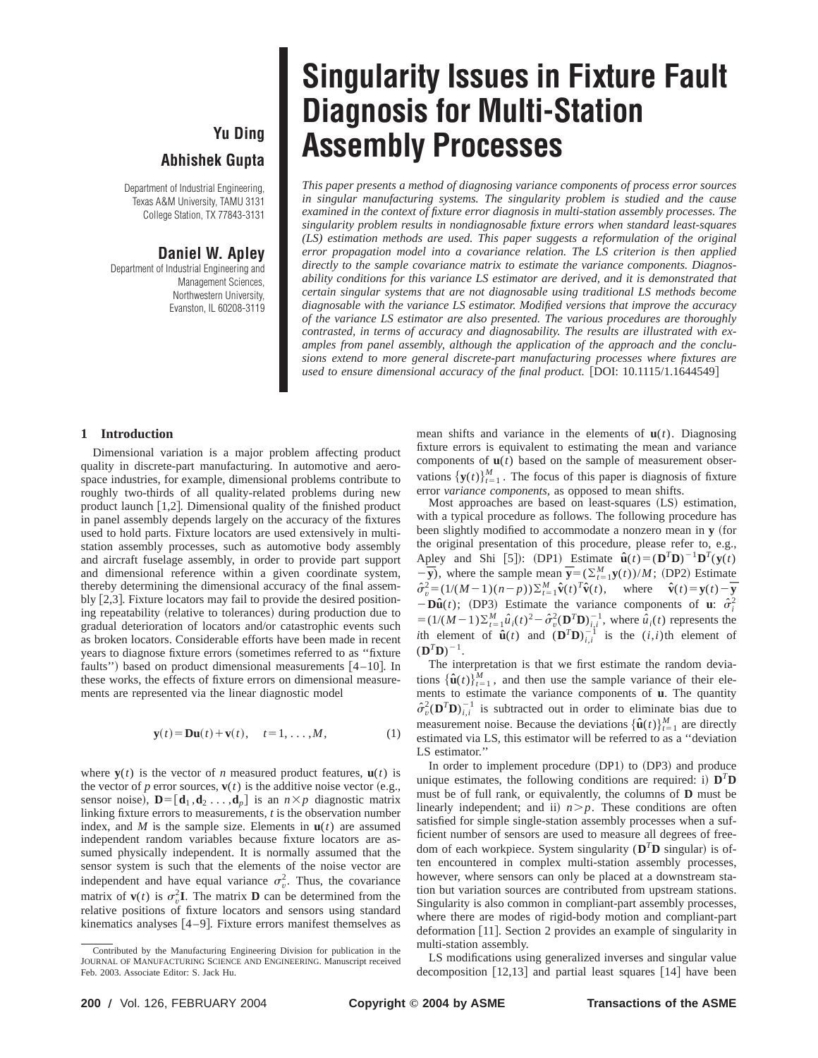# Singularity Issues in Fixture Fault Diagnosis for Multi-Station Assembly Processes

**Yu Ding**

**Abhishek Gupta**

Department of Industrial Engineering,
Texas A&M University, TAMU 3131
College Station, TX 77843-3131

**Daniel W. Apley**

Department of Industrial Engineering and
Management Sciences,
Northwestern University,
Evanston, IL 60208-3119

*This paper presents a method of diagnosing variance components of process error sources in singular manufacturing systems. The singularity problem is studied and the cause examined in the context of fixture error diagnosis in multi-station assembly processes. The singularity problem results in nondiagnosable fixture errors when standard least-squares (LS) estimation methods are used. This paper suggests a reformulation of the original error propagation model into a covariance relation. The LS criterion is then applied directly to the sample covariance matrix to estimate the variance components. Diagnosability conditions for this variance LS estimator are derived, and it is demonstrated that certain singular systems that are not diagnosable using traditional LS methods become diagnosable with the variance LS estimator. Modified versions that improve the accuracy of the variance LS estimator are also presented. The various procedures are thoroughly contrasted, in terms of accuracy and diagnosability. The results are illustrated with examples from panel assembly, although the application of the approach and the conclusions extend to more general discrete-part manufacturing processes where fixtures are used to ensure dimensional accuracy of the final product.* [DOI: 10.1115/1.1644549]

## 1 Introduction

Dimensional variation is a major problem affecting product quality in discrete-part manufacturing. In automotive and aerospace industries, for example, dimensional problems contribute to roughly two-thirds of all quality-related problems during new product launch [1,2]. Dimensional quality of the finished product in panel assembly depends largely on the accuracy of the fixtures used to hold parts. Fixture locators are used extensively in multi-station assembly processes, such as automotive body assembly and aircraft fuselage assembly, in order to provide part support and dimensional reference within a given coordinate system, thereby determining the dimensional accuracy of the final assembly [2,3]. Fixture locators may fail to provide the desired positioning repeatability (relative to tolerances) during production due to gradual deterioration of locators and/or catastrophic events such as broken locators. Considerable efforts have been made in recent years to diagnose fixture errors (sometimes referred to as "fixture faults") based on product dimensional measurements [4–10]. In these works, the effects of fixture errors on dimensional measurements are represented via the linear diagnostic model

$$\mathbf{y}(t)=\mathbf{D}\mathbf{u}(t)+\mathbf{v}(t), \quad t=1,\ldots,M, \tag{1}$$

where $\mathbf{y}(t)$ is the vector of $n$ measured product features, $\mathbf{u}(t)$ is the vector of $p$ error sources, $\mathbf{v}(t)$ is the additive noise vector (e.g., sensor noise), $\mathbf{D}=[\mathbf{d}_1,\mathbf{d}_2\ldots,\mathbf{d}_p]$ is an $n\times p$ diagnostic matrix linking fixture errors to measurements, $t$ is the observation number index, and $M$ is the sample size. Elements in $\mathbf{u}(t)$ are assumed independent random variables because fixture locators are assumed physically independent. It is normally assumed that the sensor system is such that the elements of the noise vector are independent and have equal variance $\sigma_v^2$. Thus, the covariance matrix of $\mathbf{v}(t)$ is $\sigma_v^2\mathbf{I}$. The matrix $\mathbf{D}$ can be determined from the relative positions of fixture locators and sensors using standard kinematics analyses [4–9]. Fixture errors manifest themselves as mean shifts and variance in the elements of $\mathbf{u}(t)$. Diagnosing fixture errors is equivalent to estimating the mean and variance components of $\mathbf{u}(t)$ based on the sample of measurement observations $\{\mathbf{y}(t)\}_{t=1}^M$. The focus of this paper is diagnosis of fixture error *variance components*, as opposed to mean shifts.

Most approaches are based on least-squares (LS) estimation, with a typical procedure as follows. The following procedure has been slightly modified to accommodate a nonzero mean in $\mathbf{y}$ (for the original presentation of this procedure, please refer to, e.g., Apley and Shi [5]): (DP1) Estimate $\hat{\mathbf{u}}(t)=(\mathbf{D}^T\mathbf{D})^{-1}\mathbf{D}^T(\mathbf{y}(t)-\overline{\mathbf{y}})$, where the sample mean $\overline{\mathbf{y}}=(\sum_{t=1}^M\mathbf{y}(t))/M$; (DP2) Estimate $\hat{\sigma}_v^2=(1/(M-1)(n-p))\sum_{t=1}^M\hat{\mathbf{v}}(t)^T\hat{\mathbf{v}}(t)$, where $\hat{\mathbf{v}}(t)=\mathbf{y}(t)-\overline{\mathbf{y}}-\mathbf{D}\hat{\mathbf{u}}(t)$; (DP3) Estimate the variance components of $\mathbf{u}$: $\hat{\sigma}_i^2=(1/(M-1)\sum_{t=1}^M\hat{u}_i(t)^2-\hat{\sigma}_v^2(\mathbf{D}^T\mathbf{D})_{i,i}^{-1}$, where $\hat{u}_i(t)$ represents the $i$th element of $\hat{\mathbf{u}}(t)$ and $(\mathbf{D}^T\mathbf{D})_{i,i}^{-1}$ is the $(i,i)$th element of $(\mathbf{D}^T\mathbf{D})^{-1}$.

The interpretation is that we first estimate the random deviations $\{\hat{\mathbf{u}}(t)\}_{t=1}^M$, and then use the sample variance of their elements to estimate the variance components of $\mathbf{u}$. The quantity $\hat{\sigma}_v^2(\mathbf{D}^T\mathbf{D})_{i,i}^{-1}$ is subtracted out in order to eliminate bias due to measurement noise. Because the deviations $\{\hat{\mathbf{u}}(t)\}_{t=1}^M$ are directly estimated via LS, this estimator will be referred to as a "deviation LS estimator."

In order to implement procedure (DP1) to (DP3) and produce unique estimates, the following conditions are required: i) $\mathbf{D}^T\mathbf{D}$ must be of full rank, or equivalently, the columns of $\mathbf{D}$ must be linearly independent; and ii) $n>p$. These conditions are often satisfied for simple single-station assembly processes when a sufficient number of sensors are used to measure all degrees of freedom of each workpiece. System singularity ($\mathbf{D}^T\mathbf{D}$ singular) is often encountered in complex multi-station assembly processes, however, where sensors can only be placed at a downstream station but variation sources are contributed from upstream stations. Singularity is also common in compliant-part assembly processes, where there are modes of rigid-body motion and compliant-part deformation [11]. Section 2 provides an example of singularity in multi-station assembly.

LS modifications using generalized inverses and singular value decomposition [12,13] and partial least squares [14] have been

Contributed by the Manufacturing Engineering Division for publication in the JOURNAL OF MANUFACTURING SCIENCE AND ENGINEERING. Manuscript received Feb. 2003. Associate Editor: S. Jack Hu.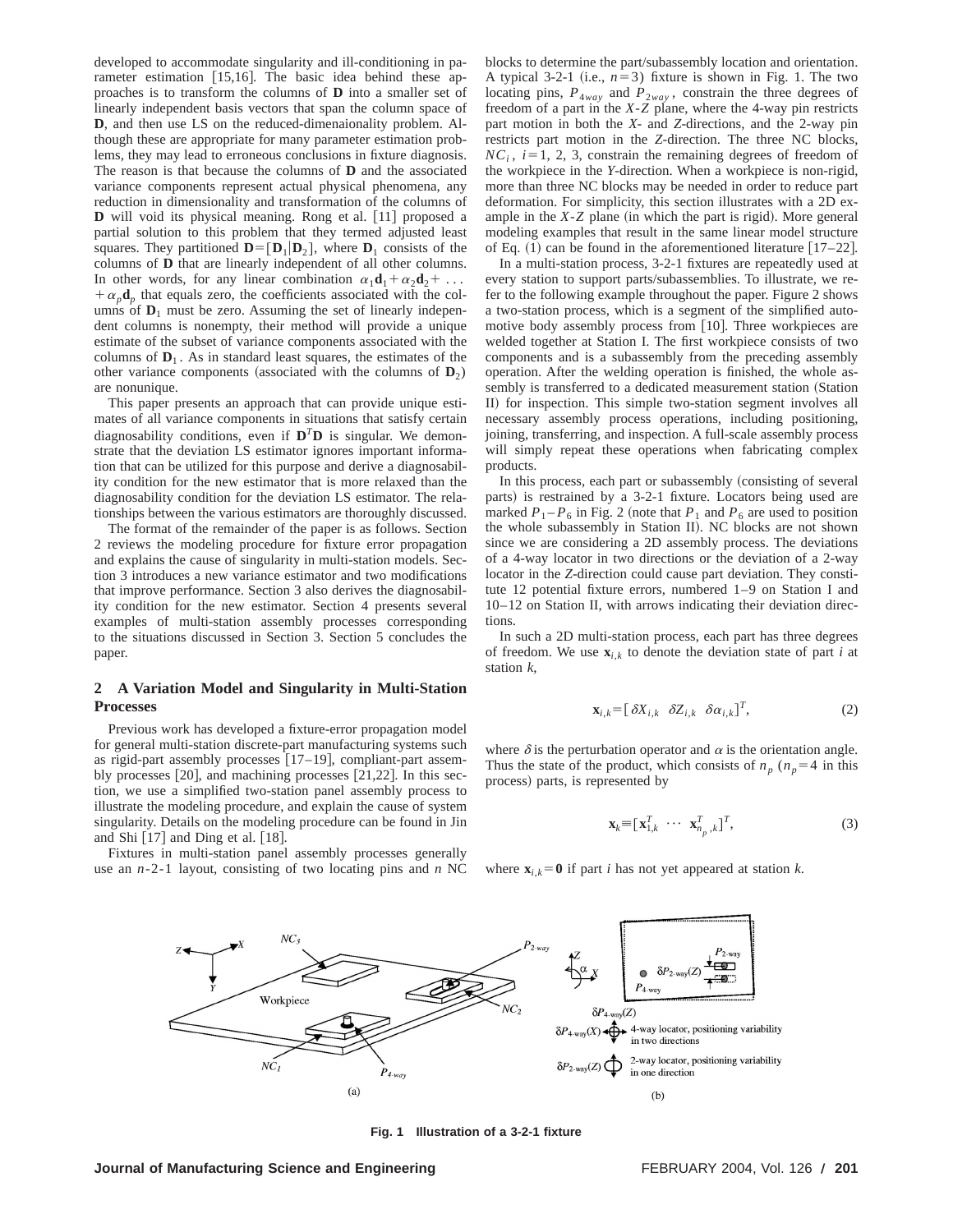developed to accommodate singularity and ill-conditioning in parameter estimation [15,16]. The basic idea behind these approaches is to transform the columns of $\mathbf{D}$ into a smaller set of linearly independent basis vectors that span the column space of $\mathbf{D}$, and then use LS on the reduced-dimenaionality problem. Although these are appropriate for many parameter estimation problems, they may lead to erroneous conclusions in fixture diagnosis. The reason is that because the columns of $\mathbf{D}$ and the associated variance components represent actual physical phenomena, any reduction in dimensionality and transformation of the columns of $\mathbf{D}$ will void its physical meaning. Rong et al. [11] proposed a partial solution to this problem that they termed adjusted least squares. They partitioned $\mathbf{D}=[\mathbf{D}_1|\mathbf{D}_2]$, where $\mathbf{D}_1$ consists of the columns of $\mathbf{D}$ that are linearly independent of all other columns. In other words, for any linear combination $\alpha_1\mathbf{d}_1+\alpha_2\mathbf{d}_2+\ldots+\alpha_p\mathbf{d}_p$ that equals zero, the coefficients associated with the columns of $\mathbf{D}_1$ must be zero. Assuming the set of linearly independent columns is nonempty, their method will provide a unique estimate of the subset of variance components associated with the columns of $\mathbf{D}_1$. As in standard least squares, the estimates of the other variance components (associated with the columns of $\mathbf{D}_2$) are nonunique.

This paper presents an approach that can provide unique estimates of all variance components in situations that satisfy certain diagnosability conditions, even if $\mathbf{D}^T\mathbf{D}$ is singular. We demonstrate that the deviation LS estimator ignores important information that can be utilized for this purpose and derive a diagnosability condition for the new estimator that is more relaxed than the diagnosability condition for the deviation LS estimator. The relationships between the various estimators are thoroughly discussed.

The format of the remainder of the paper is as follows. Section 2 reviews the modeling procedure for fixture error propagation and explains the cause of singularity in multi-station models. Section 3 introduces a new variance estimator and two modifications that improve performance. Section 3 also derives the diagnosability condition for the new estimator. Section 4 presents several examples of multi-station assembly processes corresponding to the situations discussed in Section 3. Section 5 concludes the paper.

## 2 A Variation Model and Singularity in Multi-Station Processes

Previous work has developed a fixture-error propagation model for general multi-station discrete-part manufacturing systems such as rigid-part assembly processes [17–19], compliant-part assembly processes [20], and machining processes [21,22]. In this section, we use a simplified two-station panel assembly process to illustrate the modeling procedure, and explain the cause of system singularity. Details on the modeling procedure can be found in Jin and Shi [17] and Ding et al. [18].

Fixtures in multi-station panel assembly processes generally use an $n$-2-1 layout, consisting of two locating pins and $n$ NC blocks to determine the part/subassembly location and orientation. A typical 3-2-1 (i.e., $n=3$) fixture is shown in Fig. 1. The two locating pins, $P_{4way}$ and $P_{2way}$, constrain the three degrees of freedom of a part in the $X$-$Z$ plane, where the 4-way pin restricts part motion in both the $X$- and $Z$-directions, and the 2-way pin restricts part motion in the $Z$-direction. The three NC blocks, $NC_i$, $i=1, 2, 3$, constrain the remaining degrees of freedom of the workpiece in the $Y$-direction. When a workpiece is non-rigid, more than three NC blocks may be needed in order to reduce part deformation. For simplicity, this section illustrates with a 2D example in the $X$-$Z$ plane (in which the part is rigid). More general modeling examples that result in the same linear model structure of Eq. (1) can be found in the aforementioned literature [17–22].

In a multi-station process, 3-2-1 fixtures are repeatedly used at every station to support parts/subassemblies. To illustrate, we refer to the following example throughout the paper. Figure 2 shows a two-station process, which is a segment of the simplified automotive body assembly process from [10]. Three workpieces are welded together at Station I. The first workpiece consists of two components and is a subassembly from the preceding assembly operation. After the welding operation is finished, the whole assembly is transferred to a dedicated measurement station (Station II) for inspection. This simple two-station segment involves all necessary assembly process operations, including positioning, joining, transferring, and inspection. A full-scale assembly process will simply repeat these operations when fabricating complex products.

In this process, each part or subassembly (consisting of several parts) is restrained by a 3-2-1 fixture. Locators being used are marked $P_1$–$P_6$ in Fig. 2 (note that $P_1$ and $P_6$ are used to position the whole subassembly in Station II). NC blocks are not shown since we are considering a 2D assembly process. The deviations of a 4-way locator in two directions or the deviation of a 2-way locator in the $Z$-direction could cause part deviation. They constitute 12 potential fixture errors, numbered 1–9 on Station I and 10–12 on Station II, with arrows indicating their deviation directions.

In such a 2D multi-station process, each part has three degrees of freedom. We use $\mathbf{x}_{i,k}$ to denote the deviation state of part $i$ at station $k$,

$$\mathbf{x}_{i,k}=[\,\delta X_{i,k}\ \ \delta Z_{i,k}\ \ \delta\alpha_{i,k}]^T, \tag{2}$$

where $\delta$ is the perturbation operator and $\alpha$ is the orientation angle. Thus the state of the product, which consists of $n_p$ ($n_p=4$ in this process) parts, is represented by

$$\mathbf{x}_k\equiv[\,\mathbf{x}_{1,k}^T\ \ \cdots\ \ \mathbf{x}_{n_p,k}^T]^T, \tag{3}$$

where $\mathbf{x}_{i,k}=\mathbf{0}$ if part $i$ has not yet appeared at station $k$.

**Fig. 1 Illustration of a 3-2-1 fixture**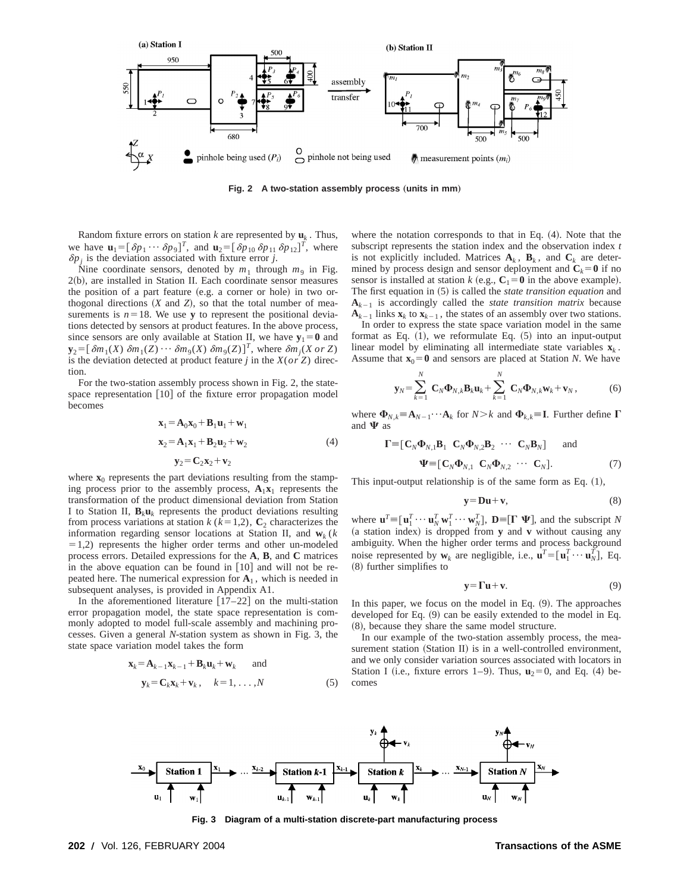Fig. 2 A two-station assembly process (units in mm)

Random fixture errors on station $k$ are represented by $\mathbf{u}_k$. Thus, we have $\mathbf{u}_1 = [\delta p_1 \cdots \delta p_9]^T$, and $\mathbf{u}_2 = [\delta p_{10}\ \delta p_{11}\ \delta p_{12}]^T$, where $\delta p_j$ is the deviation associated with fixture error $j$.

Nine coordinate sensors, denoted by $m_1$ through $m_9$ in Fig. 2(b), are installed in Station II. Each coordinate sensor measures the position of a part feature (e.g. a corner or hole) in two orthogonal directions ($X$ and $Z$), so that the total number of measurements is $n = 18$. We use $\mathbf{y}$ to represent the positional deviations detected by sensors at product features. In the above process, since sensors are only available at Station II, we have $\mathbf{y}_1 = \mathbf{0}$ and $\mathbf{y}_2 = [\delta m_1(X)\ \delta m_1(Z) \cdots \delta m_9(X)\ \delta m_9(Z)]^T$, where $\delta m_j(X\ or\ Z)$ is the deviation detected at product feature $j$ in the $X(or\ Z)$ direction.

For the two-station assembly process shown in Fig. 2, the state-space representation [10] of the fixture error propagation model becomes

$$
\begin{aligned}
\mathbf{x}_1 &= \mathbf{A}_0 \mathbf{x}_0 + \mathbf{B}_1 \mathbf{u}_1 + \mathbf{w}_1 \\
\mathbf{x}_2 &= \mathbf{A}_1 \mathbf{x}_1 + \mathbf{B}_2 \mathbf{u}_2 + \mathbf{w}_2 \\
\mathbf{y}_2 &= \mathbf{C}_2 \mathbf{x}_2 + \mathbf{v}_2
\end{aligned} \tag{4}
$$

where $\mathbf{x}_0$ represents the part deviations resulting from the stamping process prior to the assembly process, $\mathbf{A}_1\mathbf{x}_1$ represents the transformation of the product dimensional deviation from Station I to Station II, $\mathbf{B}_k\mathbf{u}_k$ represents the product deviations resulting from process variations at station $k$ ($k=1,2$), $\mathbf{C}_2$ characterizes the information regarding sensor locations at Station II, and $\mathbf{w}_k$ ($k=1,2$) represents the higher order terms and other un-modeled process errors. Detailed expressions for the $\mathbf{A}$, $\mathbf{B}$, and $\mathbf{C}$ matrices in the above equation can be found in [10] and will not be repeated here. The numerical expression for $\mathbf{A}_1$, which is needed in subsequent analyses, is provided in Appendix A1.

In the aforementioned literature [17–22] on the multi-station error propagation model, the state space representation is commonly adopted to model full-scale assembly and machining processes. Given a general $N$-station system as shown in Fig. 3, the state space variation model takes the form

$$
\mathbf{x}_k = \mathbf{A}_{k-1}\mathbf{x}_{k-1} + \mathbf{B}_k\mathbf{u}_k + \mathbf{w}_k \quad \text{and}
$$
$$
\mathbf{y}_k = \mathbf{C}_k\mathbf{x}_k + \mathbf{v}_k, \quad k = 1, \ldots, N \tag{5}
$$

where the notation corresponds to that in Eq. (4). Note that the subscript represents the station index and the observation index $t$ is not explicitly included. Matrices $\mathbf{A}_k$, $\mathbf{B}_k$, and $\mathbf{C}_k$ are determined by process design and sensor deployment and $\mathbf{C}_k = \mathbf{0}$ if no sensor is installed at station $k$ (e.g., $\mathbf{C}_1 = \mathbf{0}$ in the above example). The first equation in (5) is called the *state transition equation* and $\mathbf{A}_{k-1}$ is accordingly called the *state transition matrix* because $\mathbf{A}_{k-1}$ links $\mathbf{x}_k$ to $\mathbf{x}_{k-1}$, the states of an assembly over two stations.

In order to express the state space variation model in the same format as Eq. (1), we reformulate Eq. (5) into an input-output linear model by eliminating all intermediate state variables $\mathbf{x}_k$. Assume that $\mathbf{x}_0 = \mathbf{0}$ and sensors are placed at Station $N$. We have

$$
\mathbf{y}_N = \sum_{k=1}^{N} \mathbf{C}_N \boldsymbol{\Phi}_{N,k} \mathbf{B}_k \mathbf{u}_k + \sum_{k=1}^{N} \mathbf{C}_N \boldsymbol{\Phi}_{N,k} \mathbf{w}_k + \mathbf{v}_N, \tag{6}
$$

where $\boldsymbol{\Phi}_{N,k} \equiv \mathbf{A}_{N-1} \cdots \mathbf{A}_k$ for $N > k$ and $\boldsymbol{\Phi}_{k,k} \equiv \mathbf{I}$. Further define $\boldsymbol{\Gamma}$ and $\boldsymbol{\Psi}$ as

$$
\boldsymbol{\Gamma} \equiv [\mathbf{C}_N\boldsymbol{\Phi}_{N,1}\mathbf{B}_1\ \ \mathbf{C}_N\boldsymbol{\Phi}_{N,2}\mathbf{B}_2\ \ \cdots\ \ \mathbf{C}_N\mathbf{B}_N] \quad \text{and}
$$
$$
\boldsymbol{\Psi} \equiv [\mathbf{C}_N\boldsymbol{\Phi}_{N,1}\ \ \mathbf{C}_N\boldsymbol{\Phi}_{N,2}\ \ \cdots\ \ \mathbf{C}_N]. \tag{7}
$$

This input-output relationship is of the same form as Eq. (1),

$$
\mathbf{y} = \mathbf{D}\mathbf{u} + \mathbf{v}, \tag{8}
$$

where $\mathbf{u}^T \equiv [\mathbf{u}_1^T \cdots \mathbf{u}_N^T\ \mathbf{w}_1^T \cdots \mathbf{w}_N^T]$, $\mathbf{D} \equiv [\boldsymbol{\Gamma}\ \ \boldsymbol{\Psi}]$, and the subscript $N$ (a station index) is dropped from $\mathbf{y}$ and $\mathbf{v}$ without causing any ambiguity. When the higher order terms and process background noise represented by $\mathbf{w}_k$ are negligible, i.e., $\mathbf{u}^T = [\mathbf{u}_1^T \cdots \mathbf{u}_N^T]$, Eq. (8) further simplifies to

$$
\mathbf{y} = \boldsymbol{\Gamma}\mathbf{u} + \mathbf{v}. \tag{9}
$$

In this paper, we focus on the model in Eq. (9). The approaches developed for Eq. (9) can be easily extended to the model in Eq. (8), because they share the same model structure.

In our example of the two-station assembly process, the measurement station (Station II) is in a well-controlled environment, and we only consider variation sources associated with locators in Station I (i.e., fixture errors 1–9). Thus, $\mathbf{u}_2 = 0$, and Eq. (4) becomes

Fig. 3 Diagram of a multi-station discrete-part manufacturing process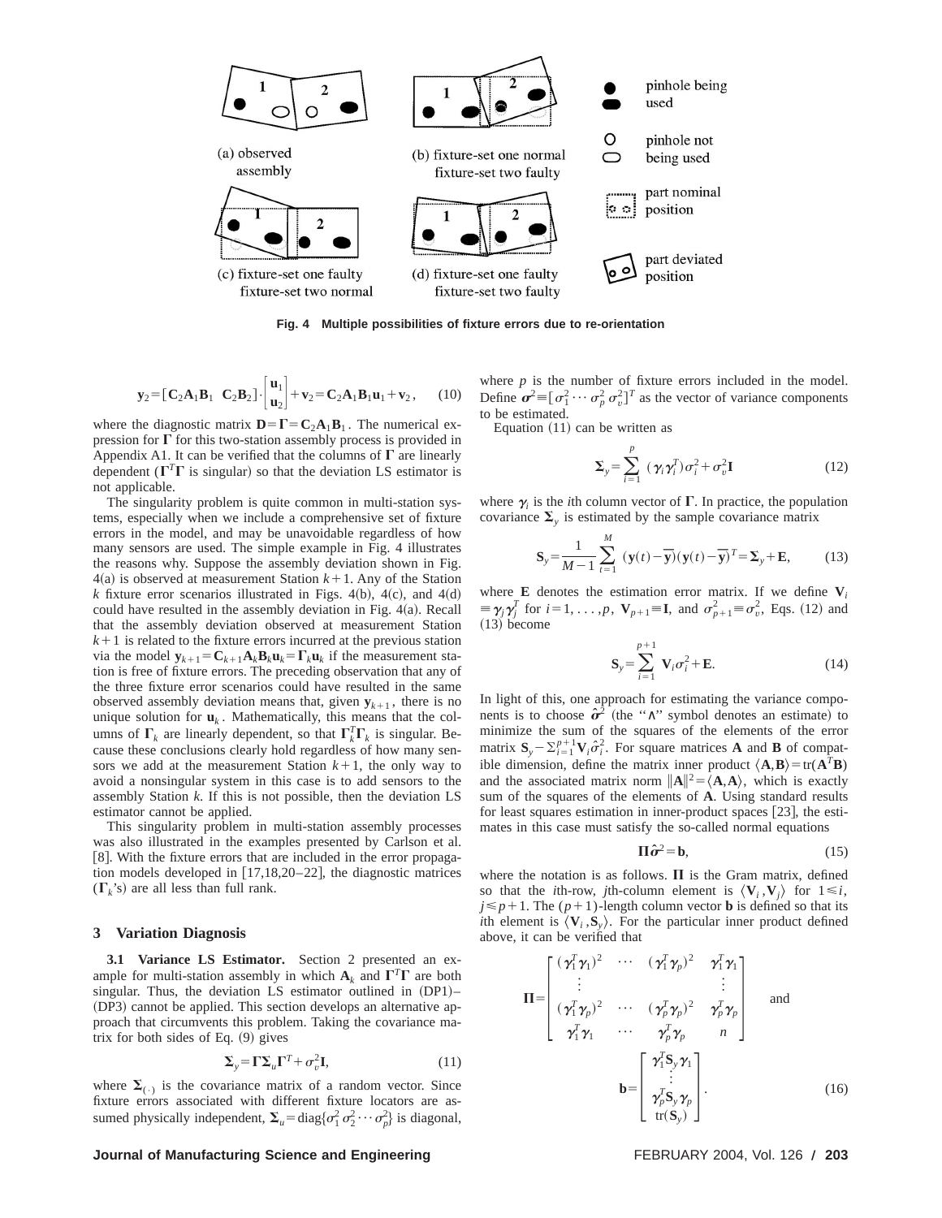(a) observed assembly

(b) fixture-set one normal fixture-set two faulty

(c) fixture-set one faulty fixture-set two normal

(d) fixture-set one faulty fixture-set two faulty

pinhole being used

pinhole not being used

part nominal position

part deviated position

**Fig. 4 Multiple possibilities of fixture errors due to re-orientation**

$$\mathbf{y}_2 = [\mathbf{C}_2\mathbf{A}_1\mathbf{B}_1 \;\; \mathbf{C}_2\mathbf{B}_2] \cdot \begin{bmatrix} \mathbf{u}_1 \\ \mathbf{u}_2 \end{bmatrix} + \mathbf{v}_2 = \mathbf{C}_2\mathbf{A}_1\mathbf{B}_1\mathbf{u}_1 + \mathbf{v}_2, \qquad (10)$$

where the diagnostic matrix $\mathbf{D} = \mathbf{\Gamma} = \mathbf{C}_2\mathbf{A}_1\mathbf{B}_1$. The numerical expression for $\mathbf{\Gamma}$ for this two-station assembly process is provided in Appendix A1. It can be verified that the columns of $\mathbf{\Gamma}$ are linearly dependent ($\mathbf{\Gamma}^T\mathbf{\Gamma}$ is singular) so that the deviation LS estimator is not applicable.

The singularity problem is quite common in multi-station systems, especially when we include a comprehensive set of fixture errors in the model, and may be unavoidable regardless of how many sensors are used. The simple example in Fig. 4 illustrates the reasons why. Suppose the assembly deviation shown in Fig. 4(a) is observed at measurement Station $k+1$. Any of the Station $k$ fixture error scenarios illustrated in Figs. 4(b), 4(c), and 4(d) could have resulted in the assembly deviation in Fig. 4(a). Recall that the assembly deviation observed at measurement Station $k+1$ is related to the fixture errors incurred at the previous station via the model $\mathbf{y}_{k+1} = \mathbf{C}_{k+1}\mathbf{A}_k\mathbf{B}_k\mathbf{u}_k = \mathbf{\Gamma}_k\mathbf{u}_k$ if the measurement station is free of fixture errors. The preceding observation that any of the three fixture error scenarios could have resulted in the same observed assembly deviation means that, given $\mathbf{y}_{k+1}$, there is no unique solution for $\mathbf{u}_k$. Mathematically, this means that the columns of $\mathbf{\Gamma}_k$ are linearly dependent, so that $\mathbf{\Gamma}_k^T\mathbf{\Gamma}_k$ is singular. Because these conclusions clearly hold regardless of how many sensors we add at the measurement Station $k+1$, the only way to avoid a nonsingular system in this case is to add sensors to the assembly Station $k$. If this is not possible, then the deviation LS estimator cannot be applied.

This singularity problem in multi-station assembly processes was also illustrated in the examples presented by Carlson et al. [8]. With the fixture errors that are included in the error propagation models developed in [17,18,20–22], the diagnostic matrices ($\mathbf{\Gamma}_k$'s) are all less than full rank.

## 3 Variation Diagnosis

**3.1 Variance LS Estimator.** Section 2 presented an example for multi-station assembly in which $\mathbf{A}_k$ and $\mathbf{\Gamma}^T\mathbf{\Gamma}$ are both singular. Thus, the deviation LS estimator outlined in (DP1)–(DP3) cannot be applied. This section develops an alternative approach that circumvents this problem. Taking the covariance matrix for both sides of Eq. (9) gives

$$\mathbf{\Sigma}_y = \mathbf{\Gamma}\mathbf{\Sigma}_u\mathbf{\Gamma}^T + \sigma_v^2\mathbf{I}, \qquad (11)$$

where $\mathbf{\Sigma}_{(\cdot)}$ is the covariance matrix of a random vector. Since fixture errors associated with different fixture locators are assumed physically independent, $\mathbf{\Sigma}_u = \text{diag}\{\sigma_1^2\,\sigma_2^2 \cdots \sigma_p^2\}$ is diagonal, where $p$ is the number of fixture errors included in the model. Define $\boldsymbol{\sigma}^2 \equiv [\sigma_1^2 \cdots \sigma_p^2\,\sigma_v^2]^T$ as the vector of variance components to be estimated.

Equation (11) can be written as

$$\mathbf{\Sigma}_y = \sum_{i=1}^{p} (\boldsymbol{\gamma}_i\boldsymbol{\gamma}_i^T)\sigma_i^2 + \sigma_v^2\mathbf{I} \qquad (12)$$

where $\boldsymbol{\gamma}_i$ is the $i$th column vector of $\mathbf{\Gamma}$. In practice, the population covariance $\mathbf{\Sigma}_y$ is estimated by the sample covariance matrix

$$\mathbf{S}_y = \frac{1}{M-1}\sum_{t=1}^{M} (\mathbf{y}(t) - \overline{\mathbf{y}})(\mathbf{y}(t) - \overline{\mathbf{y}})^T = \mathbf{\Sigma}_y + \mathbf{E}, \qquad (13)$$

where $\mathbf{E}$ denotes the estimation error matrix. If we define $\mathbf{V}_i \equiv \boldsymbol{\gamma}_i\boldsymbol{\gamma}_j^T$ for $i = 1, \ldots, p$, $\mathbf{V}_{p+1} \equiv \mathbf{I}$, and $\sigma_{p+1}^2 \equiv \sigma_v^2$, Eqs. (12) and (13) become

$$\mathbf{S}_y = \sum_{i=1}^{p+1} \mathbf{V}_i\sigma_i^2 + \mathbf{E}. \qquad (14)$$

In light of this, one approach for estimating the variance components is to choose $\hat{\boldsymbol{\sigma}}^2$ (the "∧" symbol denotes an estimate) so that to minimize the sum of the squares of the elements of the error matrix $\mathbf{S}_y - \Sigma_{i=1}^{p+1}\mathbf{V}_i\hat{\sigma}_i^2$. For square matrices $\mathbf{A}$ and $\mathbf{B}$ of compatible dimension, define the matrix inner product $\langle\mathbf{A},\mathbf{B}\rangle = \text{tr}(\mathbf{A}^T\mathbf{B})$ and the associated matrix norm $\|\mathbf{A}\|^2 = \langle\mathbf{A},\mathbf{A}\rangle$, which is exactly sum of the squares of the elements of $\mathbf{A}$. Using standard results for least squares estimation in inner-product spaces [23], the estimates in this case must satisfy the so-called normal equations

$$\mathbf{\Pi}\hat{\boldsymbol{\sigma}}^2 = \mathbf{b}, \qquad (15)$$

where the notation is as follows. $\mathbf{\Pi}$ is the Gram matrix, defined so that the $i$th-row, $j$th-column element is $\langle\mathbf{V}_i,\mathbf{V}_j\rangle$ for $1 \leq i$, $j \leq p+1$. The $(p+1)$-length column vector $\mathbf{b}$ is defined so that its $i$th element is $\langle\mathbf{V}_i,\mathbf{S}_y\rangle$. For the particular inner product defined above, it can be verified that

$$\mathbf{\Pi} = \begin{bmatrix} (\boldsymbol{\gamma}_1^T\boldsymbol{\gamma}_1)^2 & \cdots & (\boldsymbol{\gamma}_1^T\boldsymbol{\gamma}_p)^2 & \boldsymbol{\gamma}_1^T\boldsymbol{\gamma}_1 \\ \vdots & & & \vdots \\ (\boldsymbol{\gamma}_1^T\boldsymbol{\gamma}_p)^2 & \cdots & (\boldsymbol{\gamma}_p^T\boldsymbol{\gamma}_p)^2 & \boldsymbol{\gamma}_p^T\boldsymbol{\gamma}_p \\ \boldsymbol{\gamma}_1^T\boldsymbol{\gamma}_1 & \cdots & \boldsymbol{\gamma}_p^T\boldsymbol{\gamma}_p & n \end{bmatrix} \quad \text{and}$$

$$\mathbf{b} = \begin{bmatrix} \boldsymbol{\gamma}_1^T\mathbf{S}_y\boldsymbol{\gamma}_1 \\ \vdots \\ \boldsymbol{\gamma}_p^T\mathbf{S}_y\boldsymbol{\gamma}_p \\ \text{tr}(\mathbf{S}_y) \end{bmatrix}. \qquad (16)$$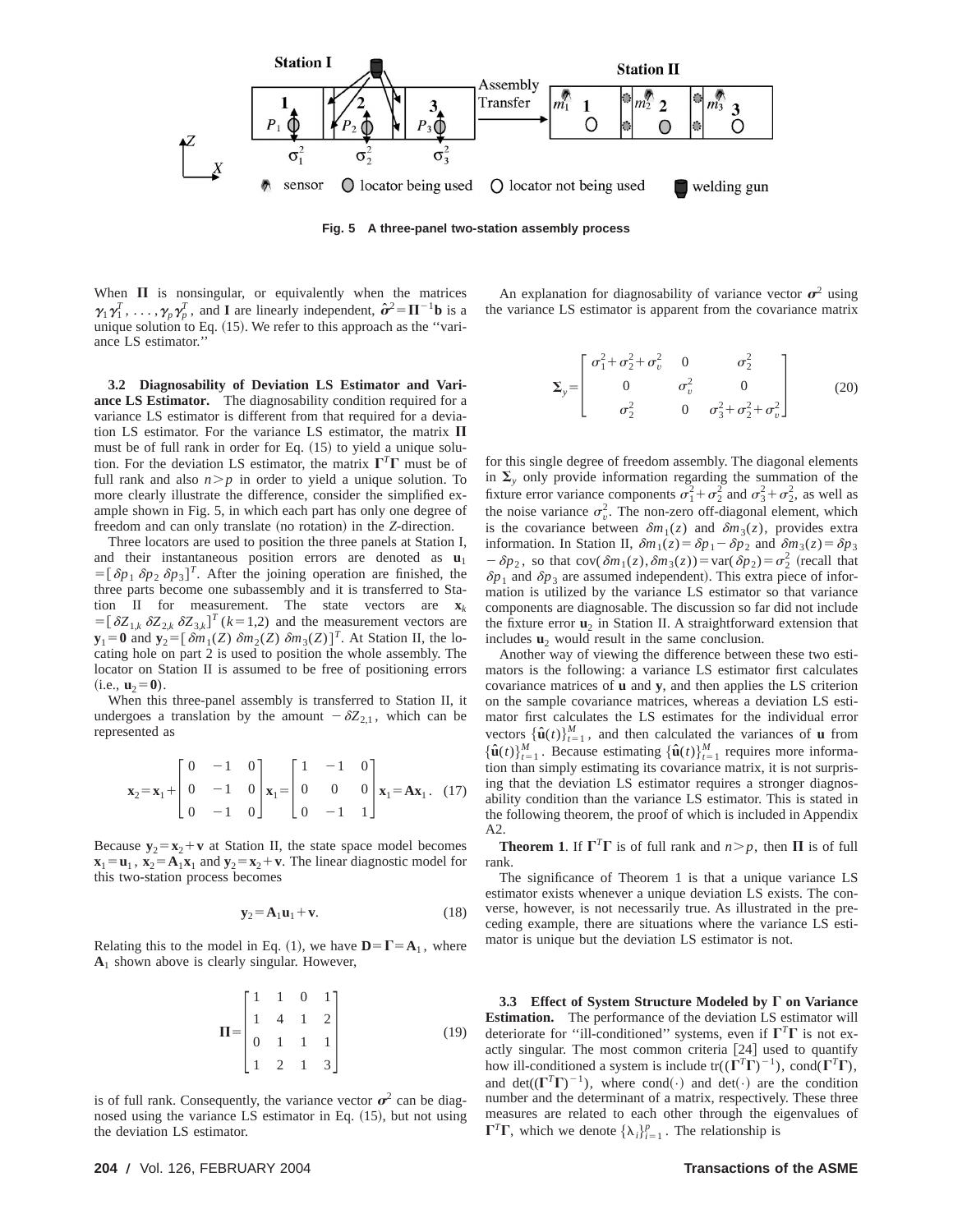Fig. 5 A three-panel two-station assembly process

When $\mathbf{\Pi}$ is nonsingular, or equivalently when the matrices $\boldsymbol{\gamma}_1\boldsymbol{\gamma}_1^T, \ldots, \boldsymbol{\gamma}_p\boldsymbol{\gamma}_p^T$, and $\mathbf{I}$ are linearly independent, $\hat{\boldsymbol{\sigma}}^2 = \mathbf{\Pi}^{-1}\mathbf{b}$ is a unique solution to Eq. (15). We refer to this approach as the ''variance LS estimator.''

**3.2 Diagnosability of Deviation LS Estimator and Variance LS Estimator.** The diagnosability condition required for a variance LS estimator is different from that required for a deviation LS estimator. For the variance LS estimator, the matrix $\mathbf{\Pi}$ must be of full rank in order for Eq. (15) to yield a unique solution. For the deviation LS estimator, the matrix $\mathbf{\Gamma}^T\mathbf{\Gamma}$ must be of full rank and also $n > p$ in order to yield a unique solution. To more clearly illustrate the difference, consider the simplified example shown in Fig. 5, in which each part has only one degree of freedom and can only translate (no rotation) in the $Z$-direction.

Three locators are used to position the three panels at Station I, and their instantaneous position errors are denoted as $\mathbf{u}_1 = [\delta p_1 \; \delta p_2 \; \delta p_3]^T$. After the joining operation are finished, the three parts become one subassembly and it is transferred to Station II for measurement. The state vectors are $\mathbf{x}_k = [\delta Z_{1,k} \; \delta Z_{2,k} \; \delta Z_{3,k}]^T$ $(k=1,2)$ and the measurement vectors are $\mathbf{y}_1 = \mathbf{0}$ and $\mathbf{y}_2 = [\delta m_1(Z) \; \delta m_2(Z) \; \delta m_3(Z)]^T$. At Station II, the locating hole on part 2 is used to position the whole assembly. The locator on Station II is assumed to be free of positioning errors (i.e., $\mathbf{u}_2 = \mathbf{0}$).

When this three-panel assembly is transferred to Station II, it undergoes a translation by the amount $-\delta Z_{2,1}$, which can be represented as

$$\mathbf{x}_2 = \mathbf{x}_1 + \begin{bmatrix} 0 & -1 & 0 \\ 0 & -1 & 0 \\ 0 & -1 & 0 \end{bmatrix} \mathbf{x}_1 = \begin{bmatrix} 1 & -1 & 0 \\ 0 & 0 & 0 \\ 0 & -1 & 1 \end{bmatrix} \mathbf{x}_1 = \mathbf{A}\mathbf{x}_1. \quad (17)$$

Because $\mathbf{y}_2 = \mathbf{x}_2 + \mathbf{v}$ at Station II, the state space model becomes $\mathbf{x}_1 = \mathbf{u}_1$, $\mathbf{x}_2 = \mathbf{A}_1\mathbf{x}_1$ and $\mathbf{y}_2 = \mathbf{x}_2 + \mathbf{v}$. The linear diagnostic model for this two-station process becomes

$$\mathbf{y}_2 = \mathbf{A}_1\mathbf{u}_1 + \mathbf{v}. \quad (18)$$

Relating this to the model in Eq. (1), we have $\mathbf{D} = \mathbf{\Gamma} = \mathbf{A}_1$, where $\mathbf{A}_1$ shown above is clearly singular. However,

$$\mathbf{\Pi} = \begin{bmatrix} 1 & 1 & 0 & 1 \\ 1 & 4 & 1 & 2 \\ 0 & 1 & 1 & 1 \\ 1 & 2 & 1 & 3 \end{bmatrix} \quad (19)$$

is of full rank. Consequently, the variance vector $\boldsymbol{\sigma}^2$ can be diagnosed using the variance LS estimator in Eq. (15), but not using the deviation LS estimator.

An explanation for diagnosability of variance vector $\boldsymbol{\sigma}^2$ using the variance LS estimator is apparent from the covariance matrix

$$\mathbf{\Sigma}_y = \begin{bmatrix} \sigma_1^2 + \sigma_2^2 + \sigma_v^2 & 0 & \sigma_2^2 \\ 0 & \sigma_v^2 & 0 \\ \sigma_2^2 & 0 & \sigma_3^2 + \sigma_2^2 + \sigma_v^2 \end{bmatrix} \quad (20)$$

for this single degree of freedom assembly. The diagonal elements in $\mathbf{\Sigma}_y$ only provide information regarding the summation of the fixture error variance components $\sigma_1^2 + \sigma_2^2$ and $\sigma_3^2 + \sigma_2^2$, as well as the noise variance $\sigma_v^2$. The non-zero off-diagonal element, which is the covariance between $\delta m_1(z)$ and $\delta m_3(z)$, provides extra information. In Station II, $\delta m_1(z) = \delta p_1 - \delta p_2$ and $\delta m_3(z) = \delta p_3 - \delta p_2$, so that $\text{cov}(\delta m_1(z), \delta m_3(z)) = \text{var}(\delta p_2) = \sigma_2^2$ (recall that $\delta p_1$ and $\delta p_3$ are assumed independent). This extra piece of information is utilized by the variance LS estimator so that variance components are diagnosable. The discussion so far did not include the fixture error $\mathbf{u}_2$ in Station II. A straightforward extension that includes $\mathbf{u}_2$ would result in the same conclusion.

Another way of viewing the difference between these two estimators is the following: a variance LS estimator first calculates covariance matrices of $\mathbf{u}$ and $\mathbf{y}$, and then applies the LS criterion on the sample covariance matrices, whereas a deviation LS estimator first calculates the LS estimates for the individual error vectors $\{\hat{\mathbf{u}}(t)\}_{t=1}^M$, and then calculated the variances of $\mathbf{u}$ from $\{\hat{\mathbf{u}}(t)\}_{t=1}^M$. Because estimating $\{\hat{\mathbf{u}}(t)\}_{t=1}^M$ requires more information than simply estimating its covariance matrix, it is not surprising that the deviation LS estimator requires a stronger diagnosability condition than the variance LS estimator. This is stated in the following theorem, the proof of which is included in Appendix A2.

**Theorem 1**. If $\mathbf{\Gamma}^T\mathbf{\Gamma}$ is of full rank and $n > p$, then $\mathbf{\Pi}$ is of full rank.

The significance of Theorem 1 is that a unique variance LS estimator exists whenever a unique deviation LS exists. The converse, however, is not necessarily true. As illustrated in the preceding example, there are situations where the variance LS estimator is unique but the deviation LS estimator is not.

**3.3 Effect of System Structure Modeled by $\mathbf{\Gamma}$ on Variance Estimation.** The performance of the deviation LS estimator will deteriorate for ''ill-conditioned'' systems, even if $\mathbf{\Gamma}^T\mathbf{\Gamma}$ is not exactly singular. The most common criteria [24] used to quantify how ill-conditioned a system is include $\text{tr}((\mathbf{\Gamma}^T\mathbf{\Gamma})^{-1})$, $\text{cond}(\mathbf{\Gamma}^T\mathbf{\Gamma})$, and $\det((\mathbf{\Gamma}^T\mathbf{\Gamma})^{-1})$, where $\text{cond}(\cdot)$ and $\det(\cdot)$ are the condition number and the determinant of a matrix, respectively. These three measures are related to each other through the eigenvalues of $\mathbf{\Gamma}^T\mathbf{\Gamma}$, which we denote $\{\lambda_i\}_{i=1}^p$. The relationship is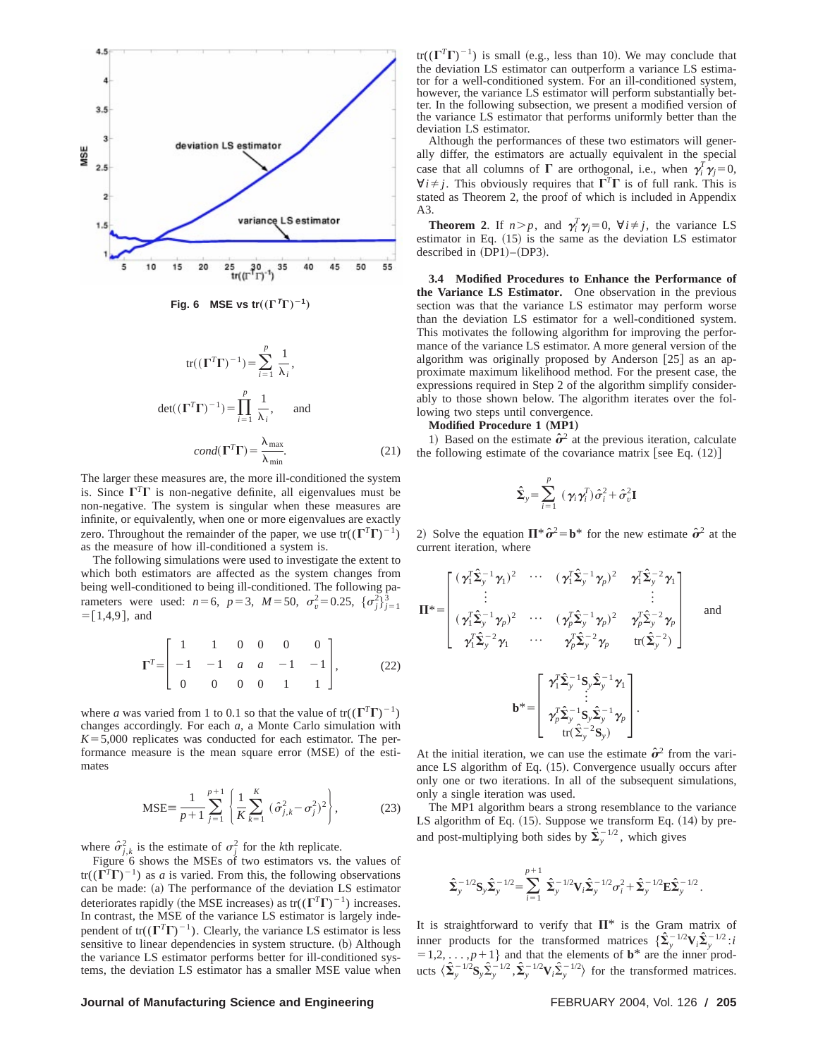Fig. 6 MSE vs $\mathrm{tr}((\boldsymbol{\Gamma}^T\boldsymbol{\Gamma})^{-1})$

$$\mathrm{tr}((\boldsymbol{\Gamma}^T\boldsymbol{\Gamma})^{-1})=\sum_{i=1}^{p}\frac{1}{\lambda_i},$$

$$\det((\boldsymbol{\Gamma}^T\boldsymbol{\Gamma})^{-1})=\prod_{i=1}^{p}\frac{1}{\lambda_i},\quad \text{and}$$

$$cond(\boldsymbol{\Gamma}^T\boldsymbol{\Gamma})=\frac{\lambda_{\max}}{\lambda_{\min}}. \tag{21}$$

The larger these measures are, the more ill-conditioned the system is. Since $\boldsymbol{\Gamma}^T\boldsymbol{\Gamma}$ is non-negative definite, all eigenvalues must be non-negative. The system is singular when these measures are infinite, or equivalently, when one or more eigenvalues are exactly zero. Throughout the remainder of the paper, we use $\mathrm{tr}((\boldsymbol{\Gamma}^T\boldsymbol{\Gamma})^{-1})$ as the measure of how ill-conditioned a system is.

The following simulations were used to investigate the extent to which both estimators are affected as the system changes from being well-conditioned to being ill-conditioned. The following parameters were used: $n=6$, $p=3$, $M=50$, $\sigma_v^2=0.25$, $\{\sigma_j^2\}_{j=1}^3=[1,4,9]$, and

$$\boldsymbol{\Gamma}^T=\begin{bmatrix} 1 & 1 & 0 & 0 & 0 & 0\\ -1 & -1 & a & a & -1 & -1\\ 0 & 0 & 0 & 0 & 1 & 1\end{bmatrix}, \tag{22}$$

where $a$ was varied from 1 to 0.1 so that the value of $\mathrm{tr}((\boldsymbol{\Gamma}^T\boldsymbol{\Gamma})^{-1})$ changes accordingly. For each $a$, a Monte Carlo simulation with $K=5{,}000$ replicates was conducted for each estimator. The performance measure is the mean square error (MSE) of the estimates

$$\mathrm{MSE}\equiv\frac{1}{p+1}\sum_{j=1}^{p+1}\left\{\frac{1}{K}\sum_{k=1}^{K}(\hat{\sigma}_{j,k}^2-\sigma_j^2)^2\right\}, \tag{23}$$

where $\hat{\sigma}_{j,k}^2$ is the estimate of $\sigma_j^2$ for the $k$th replicate.

Figure 6 shows the MSEs of two estimators vs. the values of $\mathrm{tr}((\boldsymbol{\Gamma}^T\boldsymbol{\Gamma})^{-1})$ as $a$ is varied. From this, the following observations can be made: (a) The performance of the deviation LS estimator deteriorates rapidly (the MSE increases) as $\mathrm{tr}((\boldsymbol{\Gamma}^T\boldsymbol{\Gamma})^{-1})$ increases. In contrast, the MSE of the variance LS estimator is largely independent of $\mathrm{tr}((\boldsymbol{\Gamma}^T\boldsymbol{\Gamma})^{-1})$. Clearly, the variance LS estimator is less sensitive to linear dependencies in system structure. (b) Although the variance LS estimator performs better for ill-conditioned systems, the deviation LS estimator has a smaller MSE value when $\mathrm{tr}((\boldsymbol{\Gamma}^T\boldsymbol{\Gamma})^{-1})$ is small (e.g., less than 10). We may conclude that the deviation LS estimator can outperform a variance LS estimator for a well-conditioned system. For an ill-conditioned system, however, the variance LS estimator will perform substantially better. In the following subsection, we present a modified version of the variance LS estimator that performs uniformly better than the deviation LS estimator.

Although the performances of these two estimators will generally differ, the estimators are actually equivalent in the special case that all columns of $\boldsymbol{\Gamma}$ are orthogonal, i.e., when $\boldsymbol{\gamma}_i^T\boldsymbol{\gamma}_j=0$, $\forall i\neq j$. This obviously requires that $\boldsymbol{\Gamma}^T\boldsymbol{\Gamma}$ is of full rank. This is stated as Theorem 2, the proof of which is included in Appendix A3.

**Theorem 2**. If $n>p$, and $\boldsymbol{\gamma}_i^T\boldsymbol{\gamma}_j=0$, $\forall i\neq j$, the variance LS estimator in Eq. (15) is the same as the deviation LS estimator described in (DP1)–(DP3).

### 3.4 Modified Procedures to Enhance the Performance of the Variance LS Estimator.

One observation in the previous section was that the variance LS estimator may perform worse than the deviation LS estimator for a well-conditioned system. This motivates the following algorithm for improving the performance of the variance LS estimator. A more general version of the algorithm was originally proposed by Anderson [25] as an approximate maximum likelihood method. For the present case, the expressions required in Step 2 of the algorithm simplify considerably to those shown below. The algorithm iterates over the following two steps until convergence.

**Modified Procedure 1 (MP1)**

1) Based on the estimate $\hat{\boldsymbol{\sigma}}^2$ at the previous iteration, calculate the following estimate of the covariance matrix [see Eq. (12)]

$$\hat{\boldsymbol{\Sigma}}_y=\sum_{i=1}^{p}(\boldsymbol{\gamma}_i\boldsymbol{\gamma}_i^T)\hat{\sigma}_i^2+\hat{\sigma}_v^2\mathbf{I}$$

2) Solve the equation $\boldsymbol{\Pi}^*\hat{\boldsymbol{\sigma}}^2=\mathbf{b}^*$ for the new estimate $\hat{\boldsymbol{\sigma}}^2$ at the current iteration, where

$$\boldsymbol{\Pi}^*=\begin{bmatrix} (\boldsymbol{\gamma}_1^T\hat{\boldsymbol{\Sigma}}_y^{-1}\boldsymbol{\gamma}_1)^2 & \cdots & (\boldsymbol{\gamma}_1^T\hat{\boldsymbol{\Sigma}}_y^{-1}\boldsymbol{\gamma}_p)^2 & \boldsymbol{\gamma}_1^T\hat{\boldsymbol{\Sigma}}_y^{-2}\boldsymbol{\gamma}_1\\ \vdots & & & \vdots\\ (\boldsymbol{\gamma}_1^T\hat{\boldsymbol{\Sigma}}_y^{-1}\boldsymbol{\gamma}_p)^2 & \cdots & (\boldsymbol{\gamma}_p^T\hat{\boldsymbol{\Sigma}}_y^{-1}\boldsymbol{\gamma}_p)^2 & \boldsymbol{\gamma}_p^T\hat{\boldsymbol{\Sigma}}_y^{-2}\boldsymbol{\gamma}_p\\ \boldsymbol{\gamma}_1^T\hat{\boldsymbol{\Sigma}}_y^{-2}\boldsymbol{\gamma}_1 & \cdots & \boldsymbol{\gamma}_p^T\hat{\boldsymbol{\Sigma}}_y^{-2}\boldsymbol{\gamma}_p & \mathrm{tr}(\hat{\boldsymbol{\Sigma}}_y^{-2})\end{bmatrix}\quad\text{and}$$

$$\mathbf{b}^*=\begin{bmatrix}\boldsymbol{\gamma}_1^T\hat{\boldsymbol{\Sigma}}_y^{-1}\mathbf{S}_y\hat{\boldsymbol{\Sigma}}_y^{-1}\boldsymbol{\gamma}_1\\ \vdots\\ \boldsymbol{\gamma}_p^T\hat{\boldsymbol{\Sigma}}_y^{-1}\mathbf{S}_y\hat{\boldsymbol{\Sigma}}_y^{-1}\boldsymbol{\gamma}_p\\ \mathrm{tr}(\hat{\boldsymbol{\Sigma}}_y^{-2}\mathbf{S}_y)\end{bmatrix}.$$

At the initial iteration, we can use the estimate $\hat{\boldsymbol{\sigma}}^2$ from the variance LS algorithm of Eq. (15). Convergence usually occurs after only one or two iterations. In all of the subsequent simulations, only a single iteration was used.

The MP1 algorithm bears a strong resemblance to the variance LS algorithm of Eq. (15). Suppose we transform Eq. (14) by pre- and post-multiplying both sides by $\hat{\boldsymbol{\Sigma}}_y^{-1/2}$, which gives

$$\hat{\boldsymbol{\Sigma}}_y^{-1/2}\mathbf{S}_y\hat{\boldsymbol{\Sigma}}_y^{-1/2}=\sum_{i=1}^{p+1}\hat{\boldsymbol{\Sigma}}_y^{-1/2}\mathbf{V}_i\hat{\boldsymbol{\Sigma}}_y^{-1/2}\sigma_i^2+\hat{\boldsymbol{\Sigma}}_y^{-1/2}\mathbf{E}\hat{\boldsymbol{\Sigma}}_y^{-1/2}.$$

It is straightforward to verify that $\boldsymbol{\Pi}^*$ is the Gram matrix of inner products for the transformed matrices $\{\hat{\boldsymbol{\Sigma}}_y^{-1/2}\mathbf{V}_i\hat{\boldsymbol{\Sigma}}_y^{-1/2}: i=1,2,\ldots,p+1\}$ and that the elements of $\mathbf{b}^*$ are the inner products $\langle\hat{\boldsymbol{\Sigma}}_y^{-1/2}\mathbf{S}_y\hat{\boldsymbol{\Sigma}}_y^{-1/2},\hat{\boldsymbol{\Sigma}}_y^{-1/2}\mathbf{V}_i\hat{\boldsymbol{\Sigma}}_y^{-1/2}\rangle$ for the transformed matrices.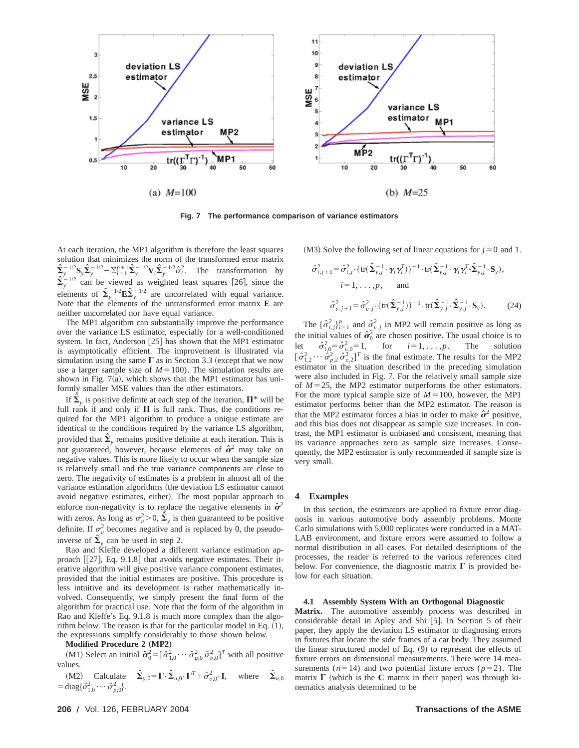(a) $M=100$

(b) $M=25$

**Fig. 7 The performance comparison of variance estimators**

At each iteration, the MP1 algorithm is therefore the least squares solution that minimizes the norm of the transformed error matrix $\hat{\boldsymbol{\Sigma}}_y^{-1/2}\mathbf{S}_y\hat{\boldsymbol{\Sigma}}_y^{-1/2} - \sum_{i=1}^{p+1}\hat{\boldsymbol{\Sigma}}_y^{-1/2}\mathbf{V}_i\hat{\boldsymbol{\Sigma}}_y^{-1/2}\hat{\sigma}_i^2$. The transformation by $\hat{\boldsymbol{\Sigma}}_y^{-1/2}$ can be viewed as weighted least squares [26], since the elements of $\hat{\boldsymbol{\Sigma}}_y^{-1/2}\mathbf{E}\hat{\boldsymbol{\Sigma}}_y^{-1/2}$ are uncorrelated with equal variance. Note that the elements of the untransformed error matrix $\mathbf{E}$ are neither uncorrelated nor have equal variance.

The MP1 algorithm can substantially improve the performance over the variance LS estimator, especially for a well-conditioned system. In fact, Anderson [25] has shown that the MP1 estimator is asymptotically efficient. The improvement is illustrated via simulation using the same $\boldsymbol{\Gamma}$ as in Section 3.3 (except that we now use a larger sample size of $M=100$). The simulation results are shown in Fig. 7(a), which shows that the MP1 estimator has uniformly smaller MSE values than the other estimators.

If $\hat{\boldsymbol{\Sigma}}_y$ is positive definite at each step of the iteration, $\boldsymbol{\Pi}^*$ will be full rank if and only if $\boldsymbol{\Pi}$ is full rank. Thus, the conditions required for the MP1 algorithm to produce a unique estimate are identical to the conditions required by the variance LS algorithm, provided that $\hat{\boldsymbol{\Sigma}}_y$ remains positive definite at each iteration. This is not guaranteed, however, because elements of $\hat{\boldsymbol{\sigma}}^2$ may take on negative values. This is more likely to occur when the sample size is relatively small and the true variance components are close to zero. The negativity of estimates is a problem in almost all of the variance estimation algorithms (the deviation LS estimator cannot avoid negative estimates, either). The most popular approach to enforce non-negativity is to replace the negative elements in $\hat{\boldsymbol{\sigma}}^2$ with zeros. As long as $\sigma_v^2>0$, $\hat{\boldsymbol{\Sigma}}_y$ is then guaranteed to be positive definite. If $\sigma_v^2$ becomes negative and is replaced by 0, the pseudo-inverse of $\hat{\boldsymbol{\Sigma}}_y$ can be used in step 2.

Rao and Kleffe developed a different variance estimation approach [[27], Eq. 9.1.8] that avoids negative estimates. Their iterative algorithm will give positive variance component estimates, provided that the initial estimates are positive. This procedure is less intuitive and its development is rather mathematically involved. Consequently, we simply present the final form of the algorithm for practical use. Note that the form of the algorithm in Rao and Kleffe's Eq. 9.1.8 is much more complex than the algorithm below. The reason is that for the particular model in Eq. (1), the expressions simplify considerably to those shown below.

**Modified Procedure 2 (MP2)**

(M1) Select an initial $\hat{\boldsymbol{\sigma}}_0^2=[\hat{\sigma}_{1,0}^2 \cdots \hat{\sigma}_{p,0}^2\, \hat{\sigma}_{v,0}^2]^T$ with all positive values.

(M2) Calculate $\hat{\boldsymbol{\Sigma}}_{y,0}=\boldsymbol{\Gamma}\cdot\hat{\boldsymbol{\Sigma}}_{u,0}\cdot\boldsymbol{\Gamma}^T+\hat{\sigma}_{v,0}^2\cdot\mathbf{I}$, where $\hat{\boldsymbol{\Sigma}}_{u,0}=\mathrm{diag}\{\hat{\sigma}_{1,0}^2 \cdots \hat{\sigma}_{p,0}^2\}$.

(M3) Solve the following set of linear equations for $j=0$ and 1.

$$\hat{\sigma}_{i,j+1}^2=\hat{\sigma}_{i,j}^2\cdot(\mathrm{tr}(\hat{\boldsymbol{\Sigma}}_{y,j}^{-1}\cdot\boldsymbol{\gamma}_i\boldsymbol{\gamma}_i^T))^{-1}\cdot\mathrm{tr}(\hat{\boldsymbol{\Sigma}}_{y,j}^{-1}\cdot\boldsymbol{\gamma}_i\boldsymbol{\gamma}_i^T\cdot\hat{\boldsymbol{\Sigma}}_{y,j}^{-1}\cdot\mathbf{S}_y),$$

$$i=1,\ldots,p, \quad \text{and}$$

$$\hat{\sigma}_{v,j+1}^2=\hat{\sigma}_{v,j}^2\cdot(\mathrm{tr}(\hat{\boldsymbol{\Sigma}}_{y,j}^{-1}))^{-1}\cdot\mathrm{tr}(\hat{\boldsymbol{\Sigma}}_{y,j}^{-1}\cdot\hat{\boldsymbol{\Sigma}}_{y,j}^{-1}\cdot\mathbf{S}_y). \qquad (24)$$

The $\{\hat{\sigma}_{i,j}^2\}_{i=1}^p$ and $\hat{\sigma}_{v,j}^2$ in MP2 will remain positive as long as the initial values of $\hat{\boldsymbol{\sigma}}_0^2$ are chosen positive. The usual choice is to let $\hat{\sigma}_{i,0}^2=\hat{\sigma}_{v,0}^2=1$, for $i=1,\ldots,p$. The solution $[\hat{\sigma}_{1,2}^2 \cdots \hat{\sigma}_{p,2}^2\, \hat{\sigma}_{v,2}^2]^T$ is the final estimate. The results for the MP2 estimator in the situation described in the preceding simulation were also included in Fig. 7. For the relatively small sample size of $M=25$, the MP2 estimator outperforms the other estimators. For the more typical sample size of $M=100$, however, the MP1 estimator performs better than the MP2 estimator. The reason is that the MP2 estimator forces a bias in order to make $\hat{\boldsymbol{\sigma}}^2$ positive, and this bias does not disappear as sample size increases. In contrast, the MP1 estimator is unbiased and consistent, meaning that its variance approaches zero as sample size increases. Consequently, the MP2 estimator is only recommended if sample size is very small.

## 4 Examples

In this section, the estimators are applied to fixture error diagnosis in various automotive body assembly problems. Monte Carlo simulations with 5,000 replicates were conducted in a MATLAB environment, and fixture errors were assumed to follow a normal distribution in all cases. For detailed descriptions of the processes, the reader is referred to the various references cited below. For convenience, the diagnostic matrix $\boldsymbol{\Gamma}$ is provided below for each situation.

### 4.1 Assembly System With an Orthogonal Diagnostic Matrix.

The automotive assembly process was described in considerable detail in Apley and Shi [5]. In Section 5 of their paper, they apply the deviation LS estimator to diagnosing errors in fixtures that locate the side frames of a car body. They assumed the linear structured model of Eq. (9) to represent the effects of fixture errors on dimensional measurements. There were 14 measurements ($n=14$) and two potential fixture errors ($p=2$). The matrix $\boldsymbol{\Gamma}$ (which is the $\mathbf{C}$ matrix in their paper) was through kinematics analysis determined to be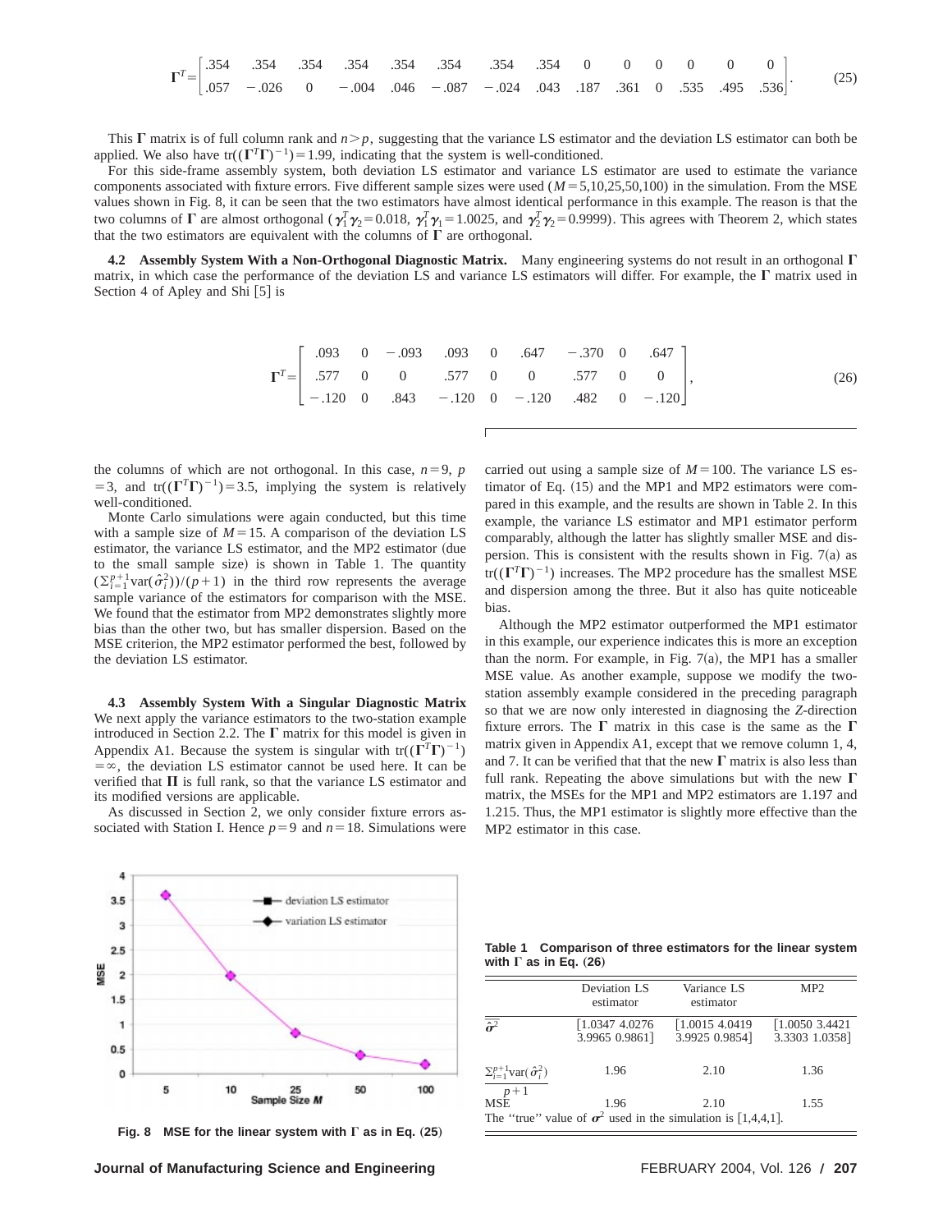$$\mathbf{\Gamma}^T = \begin{bmatrix} .354 & .354 & .354 & .354 & .354 & .354 & .354 & .354 & 0 & 0 & 0 & 0 & 0 & 0 \\ .057 & -.026 & 0 & -.004 & .046 & -.087 & -.024 & .043 & .187 & .361 & 0 & .535 & .495 & .536 \end{bmatrix}. \tag{25}$$

This $\mathbf{\Gamma}$ matrix is of full column rank and $n>p$, suggesting that the variance LS estimator and the deviation LS estimator can both be applied. We also have $\mathrm{tr}((\mathbf{\Gamma}^T\mathbf{\Gamma})^{-1})=1.99$, indicating that the system is well-conditioned.

For this side-frame assembly system, both deviation LS estimator and variance LS estimator are used to estimate the variance components associated with fixture errors. Five different sample sizes were used ($M=5,10,25,50,100$) in the simulation. From the MSE values shown in Fig. 8, it can be seen that the two estimators have almost identical performance in this example. The reason is that the two columns of $\mathbf{\Gamma}$ are almost orthogonal ($\boldsymbol{\gamma}_1^T\boldsymbol{\gamma}_2=0.018$, $\boldsymbol{\gamma}_1^T\boldsymbol{\gamma}_1=1.0025$, and $\boldsymbol{\gamma}_2^T\boldsymbol{\gamma}_2=0.9999$). This agrees with Theorem 2, which states that the two estimators are equivalent with the columns of $\mathbf{\Gamma}$ are orthogonal.

**4.2 Assembly System With a Non-Orthogonal Diagnostic Matrix.** Many engineering systems do not result in an orthogonal $\mathbf{\Gamma}$ matrix, in which case the performance of the deviation LS and variance LS estimators will differ. For example, the $\mathbf{\Gamma}$ matrix used in Section 4 of Apley and Shi [5] is

$$\mathbf{\Gamma}^T = \begin{bmatrix} .093 & 0 & -.093 & .093 & 0 & .647 & -.370 & 0 & .647 \\ .577 & 0 & 0 & .577 & 0 & 0 & .577 & 0 & 0 \\ -.120 & 0 & .843 & -.120 & 0 & -.120 & .482 & 0 & -.120 \end{bmatrix}, \tag{26}$$

the columns of which are not orthogonal. In this case, $n=9$, $p=3$, and $\mathrm{tr}((\mathbf{\Gamma}^T\mathbf{\Gamma})^{-1})=3.5$, implying the system is relatively well-conditioned.

Monte Carlo simulations were again conducted, but this time with a sample size of $M=15$. A comparison of the deviation LS estimator, the variance LS estimator, and the MP2 estimator (due to the small sample size) is shown in Table 1. The quantity $(\Sigma_{i=1}^{p+1}\mathrm{var}(\hat{\sigma}_i^2))/(p+1)$ in the third row represents the average sample variance of the estimators for comparison with the MSE. We found that the estimator from MP2 demonstrates slightly more bias than the other two, but has smaller dispersion. Based on the MSE criterion, the MP2 estimator performed the best, followed by the deviation LS estimator.

**4.3 Assembly System With a Singular Diagnostic Matrix** We next apply the variance estimators to the two-station example introduced in Section 2.2. The $\mathbf{\Gamma}$ matrix for this model is given in Appendix A1. Because the system is singular with $\mathrm{tr}((\mathbf{\Gamma}^T\mathbf{\Gamma})^{-1})=\infty$, the deviation LS estimator cannot be used here. It can be verified that $\mathbf{\Pi}$ is full rank, so that the variance LS estimator and its modified versions are applicable.

As discussed in Section 2, we only consider fixture errors associated with Station I. Hence $p=9$ and $n=18$. Simulations were carried out using a sample size of $M=100$. The variance LS estimator of Eq. (15) and the MP1 and MP2 estimators were compared in this example, and the results are shown in Table 2. In this example, the variance LS estimator and MP1 estimator perform comparably, although the latter has slightly smaller MSE and dispersion. This is consistent with the results shown in Fig. 7(a) as $\mathrm{tr}((\mathbf{\Gamma}^T\mathbf{\Gamma})^{-1})$ increases. The MP2 procedure has the smallest MSE and dispersion among the three. But it also has quite noticeable bias.

Although the MP2 estimator outperformed the MP1 estimator in this example, our experience indicates this is more an exception than the norm. For example, in Fig. 7(a), the MP1 has a smaller MSE value. As another example, suppose we modify the two-station assembly example considered in the preceding paragraph so that we are now only interested in diagnosing the $Z$-direction fixture errors. The $\mathbf{\Gamma}$ matrix in this case is the same as the $\mathbf{\Gamma}$ matrix given in Appendix A1, except that we remove column 1, 4, and 7. It can be verified that that the new $\mathbf{\Gamma}$ matrix is also less than full rank. Repeating the above simulations but with the new $\mathbf{\Gamma}$ matrix, the MSEs for the MP1 and MP2 estimators are 1.197 and 1.215. Thus, the MP1 estimator is slightly more effective than the MP2 estimator in this case.

**Fig. 8 MSE for the linear system with $\mathbf{\Gamma}$ as in Eq. (25)**

**Table 1 Comparison of three estimators for the linear system with $\mathbf{\Gamma}$ as in Eq. (26)**

| | Deviation LS estimator | Variance LS estimator | MP2 |
|---|---|---|---|
| $\overline{\hat{\boldsymbol{\sigma}}^2}$ | [1.0347 4.0276 3.9965 0.9861] | [1.0015 4.0419 3.9925 0.9854] | [1.0050 3.4421 3.3303 1.0358] |
| $\frac{\Sigma_{i=1}^{p+1}\mathrm{var}(\hat{\sigma}_i^2)}{p+1}$ | 1.96 | 2.10 | 1.36 |
| MSE | 1.96 | 2.10 | 1.55 |

The "true" value of $\boldsymbol{\sigma}^2$ used in the simulation is [1,4,4,1].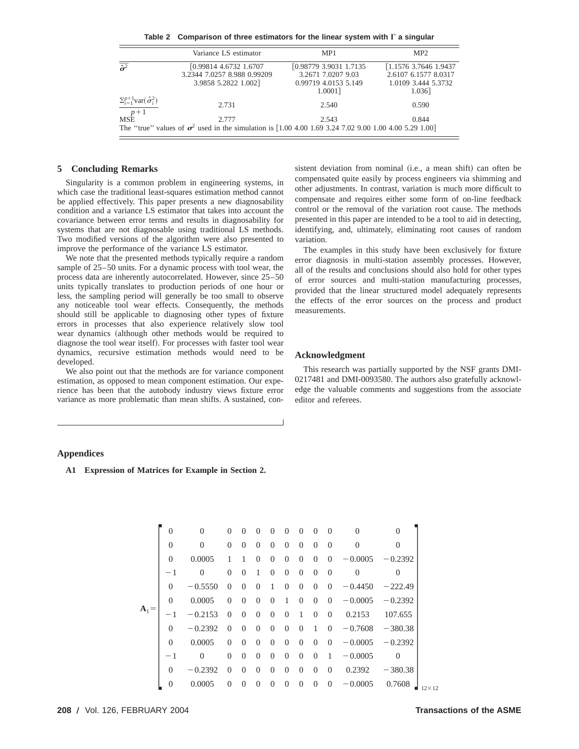**Table 2 Comparison of three estimators for the linear system with Γ a singular**

| | Variance LS estimator | MP1 | MP2 |
|---|---|---|---|
| $\hat{\boldsymbol{\sigma}}^2$ | [0.99814 4.6732 1.6707 3.2344 7.0257 8.988 0.99209 3.9858 5.2822 1.002] | [0.98779 3.9031 1.7135 3.2671 7.0207 9.03 0.99719 4.0153 5.149 1.0001] | [1.1576 3.7646 1.9437 2.6107 6.1577 8.0317 1.0109 3.444 5.3732 1.036] |
| $\frac{\Sigma_{i=1}^{p+1}\text{var}(\hat{\sigma}_i^2)}{p+1}$ | 2.731 | 2.540 | 0.590 |
| MSE | 2.777 | 2.543 | 0.844 |

The "true" values of $\boldsymbol{\sigma}^2$ used in the simulation is [1.00 4.00 1.69 3.24 7.02 9.00 1.00 4.00 5.29 1.00]

## 5 Concluding Remarks

Singularity is a common problem in engineering systems, in which case the traditional least-squares estimation method cannot be applied effectively. This paper presents a new diagnosability condition and a variance LS estimator that takes into account the covariance between error terms and results in diagnosability for systems that are not diagnosable using traditional LS methods. Two modified versions of the algorithm were also presented to improve the performance of the variance LS estimator.

We note that the presented methods typically require a random sample of 25–50 units. For a dynamic process with tool wear, the process data are inherently autocorrelated. However, since 25–50 units typically translates to production periods of one hour or less, the sampling period will generally be too small to observe any noticeable tool wear effects. Consequently, the methods should still be applicable to diagnosing other types of fixture errors in processes that also experience relatively slow tool wear dynamics (although other methods would be required to diagnose the tool wear itself). For processes with faster tool wear dynamics, recursive estimation methods would need to be developed.

We also point out that the methods are for variance component estimation, as opposed to mean component estimation. Our experience has been that the autobody industry views fixture error variance as more problematic than mean shifts. A sustained, consistent deviation from nominal (i.e., a mean shift) can often be compensated quite easily by process engineers via shimming and other adjustments. In contrast, variation is much more difficult to compensate and requires either some form of on-line feedback control or the removal of the variation root cause. The methods presented in this paper are intended to be a tool to aid in detecting, identifying, and, ultimately, eliminating root causes of random variation.

The examples in this study have been exclusively for fixture error diagnosis in multi-station assembly processes. However, all of the results and conclusions should also hold for other types of error sources and multi-station manufacturing processes, provided that the linear structured model adequately represents the effects of the error sources on the process and product measurements.

## Acknowledgment

This research was partially supported by the NSF grants DMI-0217481 and DMI-0093580. The authors also gratefully acknowledge the valuable comments and suggestions from the associate editor and referees.

## Appendices

### A1 Expression of Matrices for Example in Section 2.

$$
\mathbf{A}_1 = \begin{bmatrix}
0 & 0 & 0 & 0 & 0 & 0 & 0 & 0 & 0 & 0 & 0 & 0 \\
0 & 0 & 0 & 0 & 0 & 0 & 0 & 0 & 0 & 0 & 0 & 0 \\
0 & 0.0005 & 1 & 1 & 0 & 0 & 0 & 0 & 0 & 0 & -0.0005 & -0.2392 \\
-1 & 0 & 0 & 0 & 1 & 0 & 0 & 0 & 0 & 0 & 0 & 0 \\
0 & -0.5550 & 0 & 0 & 0 & 1 & 0 & 0 & 0 & 0 & -0.4450 & -222.49 \\
0 & 0.0005 & 0 & 0 & 0 & 0 & 1 & 0 & 0 & 0 & -0.0005 & -0.2392 \\
-1 & -0.2153 & 0 & 0 & 0 & 0 & 0 & 1 & 0 & 0 & 0.2153 & 107.655 \\
0 & -0.2392 & 0 & 0 & 0 & 0 & 0 & 0 & 1 & 0 & -0.7608 & -380.38 \\
0 & 0.0005 & 0 & 0 & 0 & 0 & 0 & 0 & 0 & 0 & -0.0005 & -0.2392 \\
-1 & 0 & 0 & 0 & 0 & 0 & 0 & 0 & 0 & 1 & -0.0005 & 0 \\
0 & -0.2392 & 0 & 0 & 0 & 0 & 0 & 0 & 0 & 0 & 0.2392 & -380.38 \\
0 & 0.0005 & 0 & 0 & 0 & 0 & 0 & 0 & 0 & 0 & -0.0005 & 0.7608
\end{bmatrix}_{12\times 12}
$$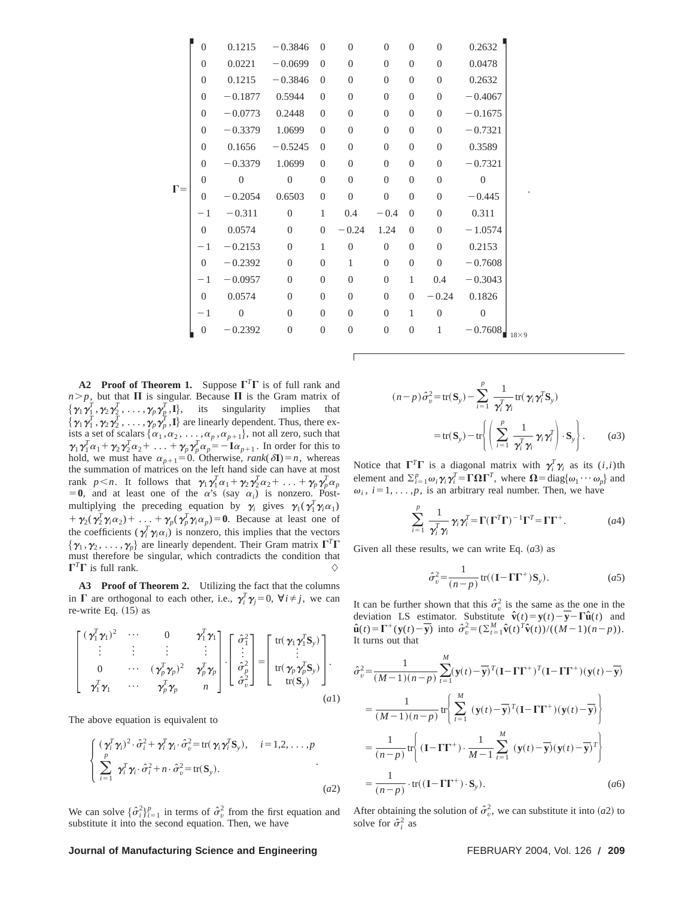$$
\Gamma = \begin{bmatrix}
0 & 0.1215 & -0.3846 & 0 & 0 & 0 & 0 & 0 & 0.2632 \\
0 & 0.0221 & -0.0699 & 0 & 0 & 0 & 0 & 0 & 0.0478 \\
0 & 0.1215 & -0.3846 & 0 & 0 & 0 & 0 & 0 & 0.2632 \\
0 & -0.1877 & 0.5944 & 0 & 0 & 0 & 0 & 0 & -0.4067 \\
0 & -0.0773 & 0.2448 & 0 & 0 & 0 & 0 & 0 & -0.1675 \\
0 & -0.3379 & 1.0699 & 0 & 0 & 0 & 0 & 0 & -0.7321 \\
0 & 0.1656 & -0.5245 & 0 & 0 & 0 & 0 & 0 & 0.3589 \\
0 & -0.3379 & 1.0699 & 0 & 0 & 0 & 0 & 0 & -0.7321 \\
0 & 0 & 0 & 0 & 0 & 0 & 0 & 0 & 0 \\
0 & -0.2054 & 0.6503 & 0 & 0 & 0 & 0 & 0 & -0.445 \\
-1 & -0.311 & 0 & 1 & 0.4 & -0.4 & 0 & 0 & 0.311 \\
0 & 0.0574 & 0 & 0 & -0.24 & 1.24 & 0 & 0 & -1.0574 \\
-1 & -0.2153 & 0 & 1 & 0 & 0 & 0 & 0 & 0.2153 \\
0 & -0.2392 & 0 & 0 & 1 & 0 & 0 & 0 & -0.7608 \\
-1 & -0.0957 & 0 & 0 & 0 & 0 & 1 & 0.4 & -0.3043 \\
0 & 0.0574 & 0 & 0 & 0 & 0 & 0 & -0.24 & 0.1826 \\
-1 & 0 & 0 & 0 & 0 & 0 & 1 & 0 & 0 \\
0 & -0.2392 & 0 & 0 & 0 & 0 & 0 & 1 & -0.7608
\end{bmatrix}_{18\times 9}.
$$

**A2 Proof of Theorem 1.** Suppose $\Gamma^T\Gamma$ is of full rank and $n>p$, but that $\Pi$ is singular. Because $\Pi$ is the Gram matrix of $\{\gamma_1\gamma_1^T, \gamma_2\gamma_2^T, \ldots, \gamma_p\gamma_p^T, \mathbf{I}\}$, its singularity implies that $\{\gamma_1\gamma_1^T, \gamma_2\gamma_2^T, \ldots, \gamma_p\gamma_p^T, \mathbf{I}\}$ are linearly dependent. Thus, there exists a set of scalars $\{\alpha_1, \alpha_2, \ldots, \alpha_p, \alpha_{p+1}\}$, not all zero, such that $\gamma_1\gamma_1^T\alpha_1 + \gamma_2\gamma_2^T\alpha_2 + \ldots + \gamma_p\gamma_p^T\alpha_p = -\mathbf{I}\alpha_{p+1}$. In order for this to hold, we must have $\alpha_{p+1}=0$. Otherwise, $rank(\delta\mathbf{I})=n$, whereas the summation of matrices on the left hand side can have at most rank $p<n$. It follows that $\gamma_1\gamma_1^T\alpha_1 + \gamma_2\gamma_2^T\alpha_2 + \ldots + \gamma_p\gamma_p^T\alpha_p = \mathbf{0}$, and at least one of the $\alpha$'s (say $\alpha_i$) is nonzero. Postmultiplying the preceding equation by $\gamma_i$ gives $\gamma_1(\gamma_1^T\gamma_i\alpha_1) + \gamma_2(\gamma_2^T\gamma_i\alpha_2) + \ldots + \gamma_p(\gamma_p^T\gamma_i\alpha_p) = \mathbf{0}$. Because at least one of the coefficients $(\gamma_i^T\gamma_i\alpha_i)$ is nonzero, this implies that the vectors $\{\gamma_1, \gamma_2, \ldots, \gamma_p\}$ are linearly dependent. Their Gram matrix $\Gamma^T\Gamma$ must therefore be singular, which contradicts the condition that $\Gamma^T\Gamma$ is full rank. ◇

**A3 Proof of Theorem 2.** Utilizing the fact that the columns in $\Gamma$ are orthogonal to each other, i.e., $\gamma_i^T\gamma_j=0$, $\forall i\neq j$, we can re-write Eq. (15) as

$$
\begin{bmatrix}
(\gamma_1^T\gamma_1)^2 & \cdots & 0 & \gamma_1^T\gamma_1 \\
\vdots & \vdots & \vdots & \vdots \\
0 & \cdots & (\gamma_p^T\gamma_p)^2 & \gamma_p^T\gamma_p \\
\gamma_1^T\gamma_1 & \cdots & \gamma_p^T\gamma_p & n
\end{bmatrix}
\cdot
\begin{bmatrix}
\hat{\sigma}_1^2 \\ \vdots \\ \hat{\sigma}_p^2 \\ \hat{\sigma}_v^2
\end{bmatrix}
=
\begin{bmatrix}
\mathrm{tr}(\gamma_1\gamma_1^T\mathbf{S}_y) \\ \vdots \\ \mathrm{tr}(\gamma_p\gamma_p^T\mathbf{S}_y) \\ \mathrm{tr}(\mathbf{S}_y)
\end{bmatrix}. \qquad (a1)
$$

The above equation is equivalent to

$$
\begin{cases}
(\gamma_i^T\gamma_i)^2\cdot\hat{\sigma}_i^2 + \gamma_i^T\gamma_i\cdot\hat{\sigma}_v^2 = \mathrm{tr}(\gamma_i\gamma_i^T\mathbf{S}_y), \quad i=1,2,\ldots,p \\
\sum_{i=1}^{p}\gamma_i^T\gamma_i\cdot\hat{\sigma}_i^2 + n\cdot\hat{\sigma}_v^2 = \mathrm{tr}(\mathbf{S}_y).
\end{cases} \qquad (a2)
$$

We can solve $\{\hat{\sigma}_i^2\}_{i=1}^p$ in terms of $\hat{\sigma}_v^2$ from the first equation and substitute it into the second equation. Then, we have

$$
(n-p)\hat{\sigma}_v^2 = \mathrm{tr}(\mathbf{S}_y) - \sum_{i=1}^{p}\frac{1}{\gamma_i^T\gamma_i}\mathrm{tr}(\gamma_i\gamma_i^T\mathbf{S}_y)
= \mathrm{tr}(\mathbf{S}_y) - \mathrm{tr}\left\{\left(\sum_{i=1}^{p}\frac{1}{\gamma_i^T\gamma_i}\gamma_i\gamma_i^T\right)\cdot\mathbf{S}_y\right\}. \qquad (a3)
$$

Notice that $\Gamma^T\Gamma$ is a diagonal matrix with $\gamma_i^T\gamma_i$ as its $(i,i)$th element and $\Sigma_{i=1}^p\omega_i\gamma_i\gamma_i^T = \Gamma\Omega\Gamma^T$, where $\Omega=\mathrm{diag}\{\omega_1\cdots\omega_p\}$ and $\omega_i$, $i=1,\ldots,p$, is an arbitrary real number. Then, we have

$$
\sum_{i=1}^{p}\frac{1}{\gamma_i^T\gamma_i}\gamma_i\gamma_i^T = \Gamma(\Gamma^T\Gamma)^{-1}\Gamma^T = \Gamma\Gamma^{+}. \qquad (a4)
$$

Given all these results, we can write Eq. (a3) as

$$
\hat{\sigma}_v^2 = \frac{1}{(n-p)}\mathrm{tr}((\mathbf{I}-\Gamma\Gamma^{+})\mathbf{S}_y). \qquad (a5)
$$

It can be further shown that this $\hat{\sigma}_v^2$ is the same as the one in the deviation LS estimator. Substitute $\hat{\mathbf{v}}(t)=\mathbf{y}(t)-\overline{\mathbf{y}}-\Gamma\hat{\mathbf{u}}(t)$ and $\hat{\mathbf{u}}(t)=\Gamma^{+}(\mathbf{y}(t)-\overline{\mathbf{y}})$ into $\hat{\sigma}_v^2=(\Sigma_{t=1}^M\hat{\mathbf{v}}(t)^T\hat{\mathbf{v}}(t))/((M-1)(n-p))$. It turns out that

$$
\begin{aligned}
\hat{\sigma}_v^2 &= \frac{1}{(M-1)(n-p)}\sum_{t=1}^{M}(\mathbf{y}(t)-\overline{\mathbf{y}})^T(\mathbf{I}-\Gamma\Gamma^{+})^T(\mathbf{I}-\Gamma\Gamma^{+})(\mathbf{y}(t)-\overline{\mathbf{y}}) \\
&= \frac{1}{(M-1)(n-p)}\mathrm{tr}\left\{\sum_{t=1}^{M}(\mathbf{y}(t)-\overline{\mathbf{y}})^T(\mathbf{I}-\Gamma\Gamma^{+})(\mathbf{y}(t)-\overline{\mathbf{y}})\right\} \\
&= \frac{1}{(n-p)}\mathrm{tr}\left\{(\mathbf{I}-\Gamma\Gamma^{+})\cdot\frac{1}{M-1}\sum_{t=1}^{M}(\mathbf{y}(t)-\overline{\mathbf{y}})(\mathbf{y}(t)-\overline{\mathbf{y}})^T\right\} \\
&= \frac{1}{(n-p)}\cdot\mathrm{tr}((\mathbf{I}-\Gamma\Gamma^{+})\cdot\mathbf{S}_y). \qquad (a6)
\end{aligned}
$$

After obtaining the solution of $\hat{\sigma}_v^2$, we can substitute it into (a2) to solve for $\hat{\sigma}_i^2$ as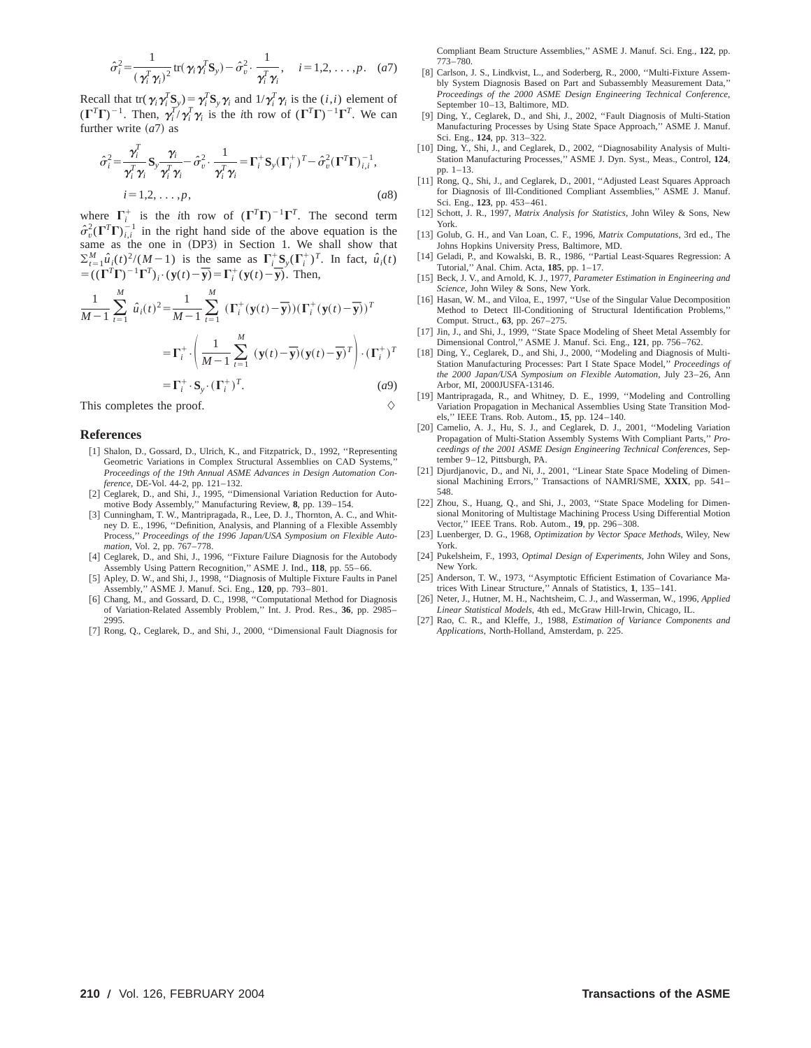$$\hat{\sigma}_i^2 = \frac{1}{(\boldsymbol{\gamma}_i^T \boldsymbol{\gamma}_i)^2} \operatorname{tr}(\boldsymbol{\gamma}_i \boldsymbol{\gamma}_i^T \mathbf{S}_y) - \hat{\sigma}_v^2 \cdot \frac{1}{\boldsymbol{\gamma}_i^T \boldsymbol{\gamma}_i}, \quad i = 1,2, \ldots, p. \quad (a7)$$

Recall that $\operatorname{tr}(\boldsymbol{\gamma}_i \boldsymbol{\gamma}_i^T \mathbf{S}_y) = \boldsymbol{\gamma}_i^T \mathbf{S}_y \boldsymbol{\gamma}_i$ and $1/\boldsymbol{\gamma}_i^T \boldsymbol{\gamma}_i$ is the $(i,i)$ element of $(\boldsymbol{\Gamma}^T \boldsymbol{\Gamma})^{-1}$. Then, $\boldsymbol{\gamma}_i^T / \boldsymbol{\gamma}_i^T \boldsymbol{\gamma}_i$ is the $i$th row of $(\boldsymbol{\Gamma}^T \boldsymbol{\Gamma})^{-1} \boldsymbol{\Gamma}^T$. We can further write $(a7)$ as

$$\hat{\sigma}_i^2 = \frac{\boldsymbol{\gamma}_i^T}{\boldsymbol{\gamma}_i^T \boldsymbol{\gamma}_i} \mathbf{S}_y \frac{\boldsymbol{\gamma}_i}{\boldsymbol{\gamma}_i^T \boldsymbol{\gamma}_i} - \hat{\sigma}_v^2 \cdot \frac{1}{\boldsymbol{\gamma}_i^T \boldsymbol{\gamma}_i} = \boldsymbol{\Gamma}_i^+ \mathbf{S}_y (\boldsymbol{\Gamma}_i^+)^T - \hat{\sigma}_v^2 (\boldsymbol{\Gamma}^T \boldsymbol{\Gamma})_{i,i}^{-1},$$
$$i = 1,2, \ldots, p, \quad (a8)$$

where $\boldsymbol{\Gamma}_i^+$ is the $i$th row of $(\boldsymbol{\Gamma}^T \boldsymbol{\Gamma})^{-1} \boldsymbol{\Gamma}^T$. The second term $\hat{\sigma}_v^2 (\boldsymbol{\Gamma}^T \boldsymbol{\Gamma})_{i,i}^{-1}$ in the right hand side of the above equation is the same as the one in (DP3) in Section 1. We shall show that $\Sigma_{t=1}^M \hat{u}_i(t)^2/(M-1)$ is the same as $\boldsymbol{\Gamma}_i^+ \mathbf{S}_y (\boldsymbol{\Gamma}_i^+)^T$. In fact, $\hat{u}_i(t) = ((\boldsymbol{\Gamma}^T \boldsymbol{\Gamma})^{-1} \boldsymbol{\Gamma}^T)_i \cdot (\mathbf{y}(t) - \overline{\mathbf{y}}) = \boldsymbol{\Gamma}_i^+ (\mathbf{y}(t) - \overline{\mathbf{y}})$. Then,

$$\frac{1}{M-1} \sum_{t=1}^M \hat{u}_i(t)^2 = \frac{1}{M-1} \sum_{t=1}^M (\boldsymbol{\Gamma}_i^+ (\mathbf{y}(t) - \overline{\mathbf{y}}))(\boldsymbol{\Gamma}_i^+ (\mathbf{y}(t) - \overline{\mathbf{y}}))^T$$
$$= \boldsymbol{\Gamma}_i^+ \cdot \left( \frac{1}{M-1} \sum_{t=1}^M (\mathbf{y}(t) - \overline{\mathbf{y}})(\mathbf{y}(t) - \overline{\mathbf{y}})^T \right) \cdot (\boldsymbol{\Gamma}_i^+)^T$$
$$= \boldsymbol{\Gamma}_i^+ \cdot \mathbf{S}_y \cdot (\boldsymbol{\Gamma}_i^+)^T. \quad (a9)$$

This completes the proof. ◊

## References

[1] Shalon, D., Gossard, D., Ulrich, K., and Fitzpatrick, D., 1992, "Representing Geometric Variations in Complex Structural Assemblies on CAD Systems," *Proceedings of the 19th Annual ASME Advances in Design Automation Conference*, DE-Vol. 44-2, pp. 121–132.

[2] Ceglarek, D., and Shi, J., 1995, "Dimensional Variation Reduction for Automotive Body Assembly," Manufacturing Review, **8**, pp. 139–154.

[3] Cunningham, T. W., Mantripragada, R., Lee, D. J., Thornton, A. C., and Whitney D. E., 1996, "Definition, Analysis, and Planning of a Flexible Assembly Process," *Proceedings of the 1996 Japan/USA Symposium on Flexible Automation*, Vol. 2, pp. 767–778.

[4] Ceglarek, D., and Shi, J., 1996, "Fixture Failure Diagnosis for the Autobody Assembly Using Pattern Recognition," ASME J. Ind., **118**, pp. 55–66.

[5] Apley, D. W., and Shi, J., 1998, "Diagnosis of Multiple Fixture Faults in Panel Assembly," ASME J. Manuf. Sci. Eng., **120**, pp. 793–801.

[6] Chang, M., and Gossard, D. C., 1998, "Computational Method for Diagnosis of Variation-Related Assembly Problem," Int. J. Prod. Res., **36**, pp. 2985–2995.

[7] Rong, Q., Ceglarek, D., and Shi, J., 2000, "Dimensional Fault Diagnosis for Compliant Beam Structure Assemblies," ASME J. Manuf. Sci. Eng., **122**, pp. 773–780.

[8] Carlson, J. S., Lindkvist, L., and Soderberg, R., 2000, "Multi-Fixture Assembly System Diagnosis Based on Part and Subassembly Measurement Data," *Proceedings of the 2000 ASME Design Engineering Technical Conference*, September 10–13, Baltimore, MD.

[9] Ding, Y., Ceglarek, D., and Shi, J., 2002, "Fault Diagnosis of Multi-Station Manufacturing Processes by Using State Space Approach," ASME J. Manuf. Sci. Eng., **124**, pp. 313–322.

[10] Ding, Y., Shi, J., and Ceglarek, D., 2002, "Diagnosability Analysis of Multi-Station Manufacturing Processes," ASME J. Dyn. Syst., Meas., Control, **124**, pp. 1–13.

[11] Rong, Q., Shi, J., and Ceglarek, D., 2001, "Adjusted Least Squares Approach for Diagnosis of Ill-Conditioned Compliant Assemblies," ASME J. Manuf. Sci. Eng., **123**, pp. 453–461.

[12] Schott, J. R., 1997, *Matrix Analysis for Statistics*, John Wiley & Sons, New York.

[13] Golub, G. H., and Van Loan, C. F., 1996, *Matrix Computations*, 3rd ed., The Johns Hopkins University Press, Baltimore, MD.

[14] Geladi, P., and Kowalski, B. R., 1986, "Partial Least-Squares Regression: A Tutorial," Anal. Chim. Acta, **185**, pp. 1–17.

[15] Beck, J. V., and Arnold, K. J., 1977, *Parameter Estimation in Engineering and Science*, John Wiley & Sons, New York.

[16] Hasan, W. M., and Viloa, E., 1997, "Use of the Singular Value Decomposition Method to Detect Ill-Conditioning of Structural Identification Problems," Comput. Struct., **63**, pp. 267–275.

[17] Jin, J., and Shi, J., 1999, "State Space Modeling of Sheet Metal Assembly for Dimensional Control," ASME J. Manuf. Sci. Eng., **121**, pp. 756–762.

[18] Ding, Y., Ceglarek, D., and Shi, J., 2000, "Modeling and Diagnosis of Multi-Station Manufacturing Processes: Part I State Space Model," *Proceedings of the 2000 Japan/USA Symposium on Flexible Automation*, July 23–26, Ann Arbor, MI, 2000JUSFA-13146.

[19] Mantripragada, R., and Whitney, D. E., 1999, "Modeling and Controlling Variation Propagation in Mechanical Assemblies Using State Transition Models," IEEE Trans. Rob. Autom., **15**, pp. 124–140.

[20] Camelio, A. J., Hu, S. J., and Ceglarek, D. J., 2001, "Modeling Variation Propagation of Multi-Station Assembly Systems With Compliant Parts," *Proceedings of the 2001 ASME Design Engineering Technical Conferences*, September 9–12, Pittsburgh, PA.

[21] Djurdjanovic, D., and Ni, J., 2001, "Linear State Space Modeling of Dimensional Machining Errors," Transactions of NAMRI/SME, **XXIX**, pp. 541–548.

[22] Zhou, S., Huang, Q., and Shi, J., 2003, "State Space Modeling for Dimensional Monitoring of Multistage Machining Process Using Differential Motion Vector," IEEE Trans. Rob. Autom., **19**, pp. 296–308.

[23] Luenberger, D. G., 1968, *Optimization by Vector Space Methods*, Wiley, New York.

[24] Pukelsheim, F., 1993, *Optimal Design of Experiments*, John Wiley and Sons, New York.

[25] Anderson, T. W., 1973, "Asymptotic Efficient Estimation of Covariance Matrices With Linear Structure," Annals of Statistics, **1**, 135–141.

[26] Neter, J., Hutner, M. H., Nachtsheim, C. J., and Wasserman, W., 1996, *Applied Linear Statistical Models*, 4th ed., McGraw Hill-Irwin, Chicago, IL.

[27] Rao, C. R., and Kleffe, J., 1988, *Estimation of Variance Components and Applications*, North-Holland, Amsterdam, p. 225.